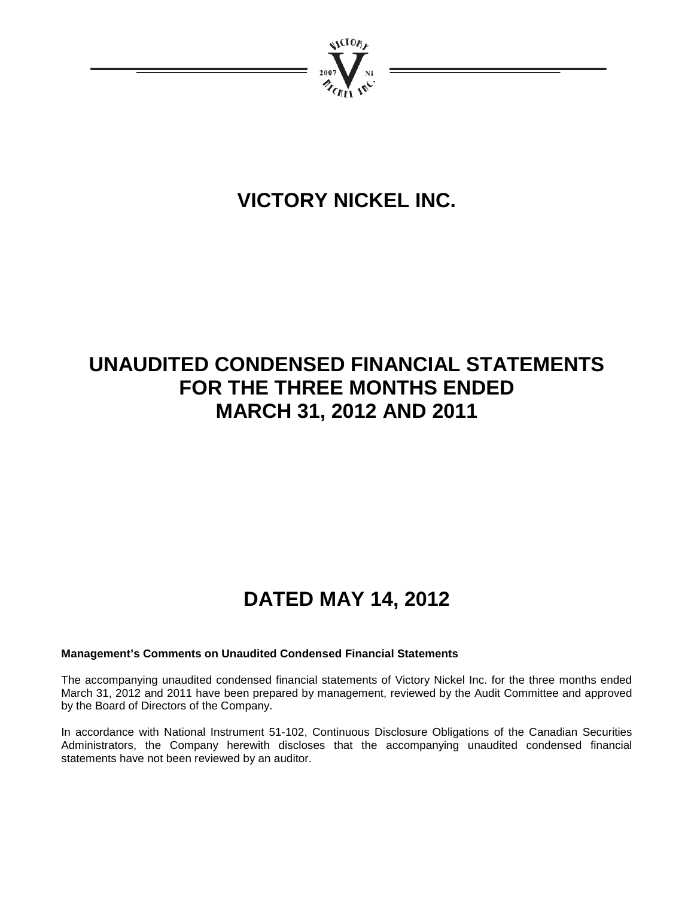# VICTORY NICKEL INC.

# UNAUDITED CONDENSED FINANCIAL STATEMENTS FOR THE THREE MONTHS ENDED MARCH 31, 2012 AND 2011

# DATED MAY 14, 2012

**Management's Comments on Unaudited Condensed Financial Statements**

The accompanying unaudited condensed financial statements of Victory Nickel Inc. for the three months ended March 31, 2012 and 2011 have been prepared by management, reviewed by the Audit Committee and approved by the Board of Directors of the Company.

In accordance with National Instrument 51-102, Continuous Disclosure Obligations of the Canadian Securities Administrators, the Company herewith discloses that the accompanying unaudited condensed financial statements have not been reviewed by an auditor.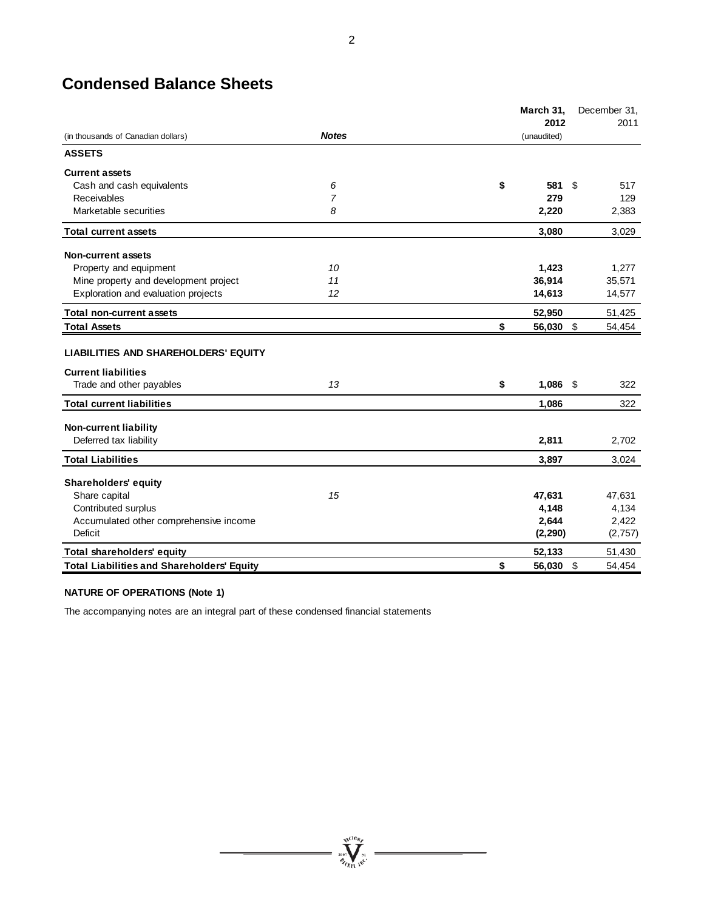# Condensed Balance Sheets

| (in thousands of Canadian dollars) | Notes | March 31, 2012 (unaudited) | December 31, 2011 |
|---|---|---|---|
| **ASSETS** | | | |
| **Current assets** | | | |
| Cash and cash equivalents | 6 | **$ 581** | $ 517 |
| Receivables | 7 | **279** | 129 |
| Marketable securities | 8 | **2,220** | 2,383 |
| **Total current assets** | | **3,080** | 3,029 |
| **Non-current assets** | | | |
| Property and equipment | 10 | **1,423** | 1,277 |
| Mine property and development project | 11 | **36,914** | 35,571 |
| Exploration and evaluation projects | 12 | **14,613** | 14,577 |
| **Total non-current assets** | | **52,950** | 51,425 |
| **Total Assets** | | **$ 56,030** | $ 54,454 |
| **LIABILITIES AND SHAREHOLDERS' EQUITY** | | | |
| **Current liabilities** | | | |
| Trade and other payables | 13 | **$ 1,086** | $ 322 |
| **Total current liabilities** | | **1,086** | 322 |
| **Non-current liability** | | | |
| Deferred tax liability | | **2,811** | 2,702 |
| **Total Liabilities** | | **3,897** | 3,024 |
| **Shareholders' equity** | | | |
| Share capital | 15 | **47,631** | 47,631 |
| Contributed surplus | | **4,148** | 4,134 |
| Accumulated other comprehensive income | | **2,644** | 2,422 |
| Deficit | | **(2,290)** | (2,757) |
| **Total shareholders' equity** | | **52,133** | 51,430 |
| **Total Liabilities and Shareholders' Equity** | | **$ 56,030** | $ 54,454 |

**NATURE OF OPERATIONS (Note 1)**

The accompanying notes are an integral part of these condensed financial statements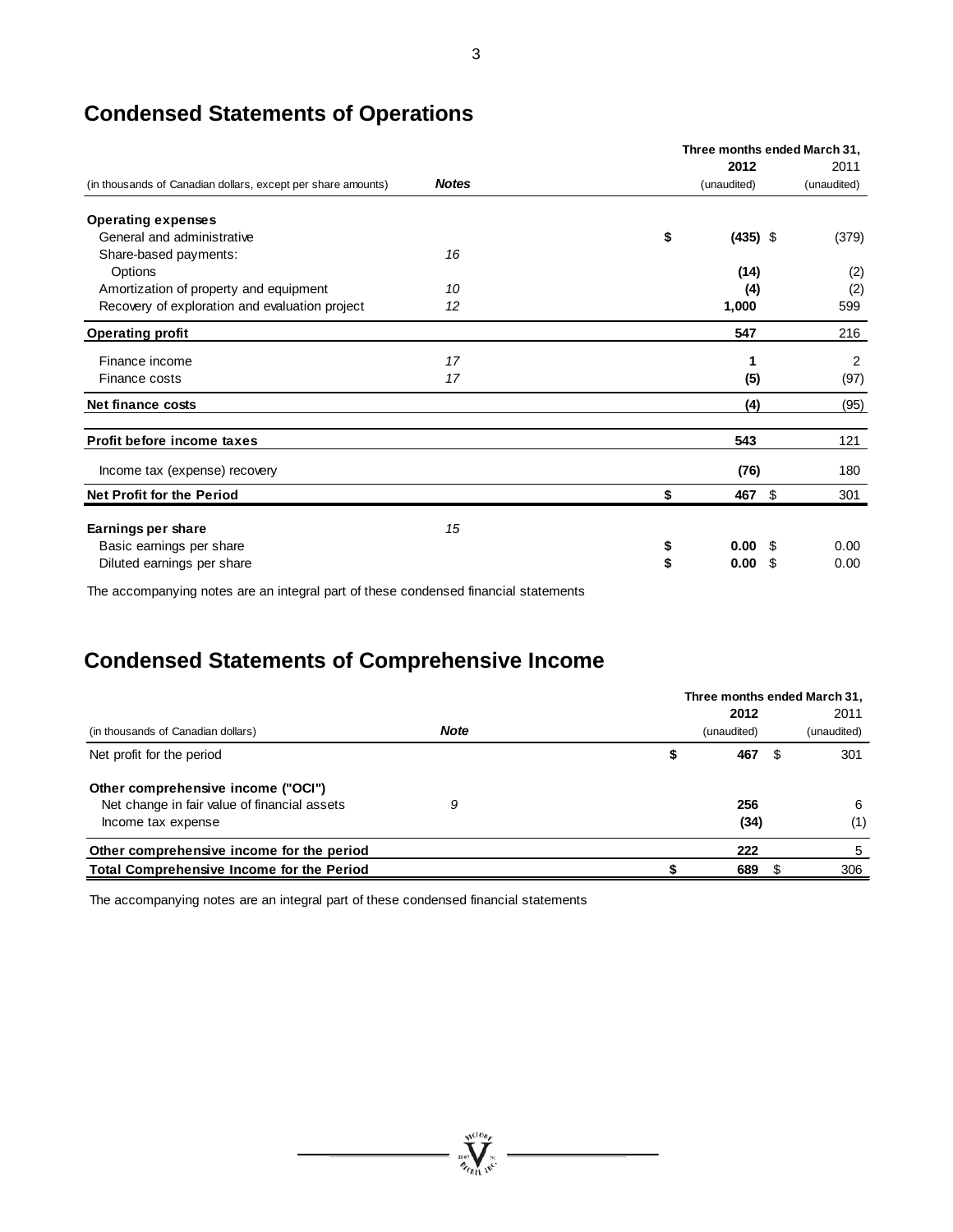## Condensed Statements of Operations

| (in thousands of Canadian dollars, except per share amounts) | Notes | Three months ended March 31, 2012 (unaudited) | 2011 (unaudited) |
|---|---|---|---|
| **Operating expenses** | | | |
| General and administrative | | **$ (435)** | $ (379) |
| Share-based payments: | 16 | | |
| Options | | **(14)** | (2) |
| Amortization of property and equipment | 10 | **(4)** | (2) |
| Recovery of exploration and evaluation project | 12 | **1,000** | 599 |
| **Operating profit** | | **547** | 216 |
| Finance income | 17 | **1** | 2 |
| Finance costs | 17 | **(5)** | (97) |
| **Net finance costs** | | **(4)** | (95) |
| **Profit before income taxes** | | **543** | 121 |
| Income tax (expense) recovery | | **(76)** | 180 |
| **Net Profit for the Period** | | **$ 467** | $ 301 |
| **Earnings per share** | 15 | | |
| Basic earnings per share | | **$ 0.00** | $ 0.00 |
| Diluted earnings per share | | **$ 0.00** | $ 0.00 |

The accompanying notes are an integral part of these condensed financial statements

## Condensed Statements of Comprehensive Income

| (in thousands of Canadian dollars) | Note | Three months ended March 31, 2012 (unaudited) | 2011 (unaudited) |
|---|---|---|---|
| Net profit for the period | | **$ 467** | $ 301 |
| **Other comprehensive income ("OCI")** | | | |
| Net change in fair value of financial assets | 9 | **256** | 6 |
| Income tax expense | | **(34)** | (1) |
| **Other comprehensive income for the period** | | **222** | 5 |
| **Total Comprehensive Income for the Period** | | **$ 689** | $ 306 |

The accompanying notes are an integral part of these condensed financial statements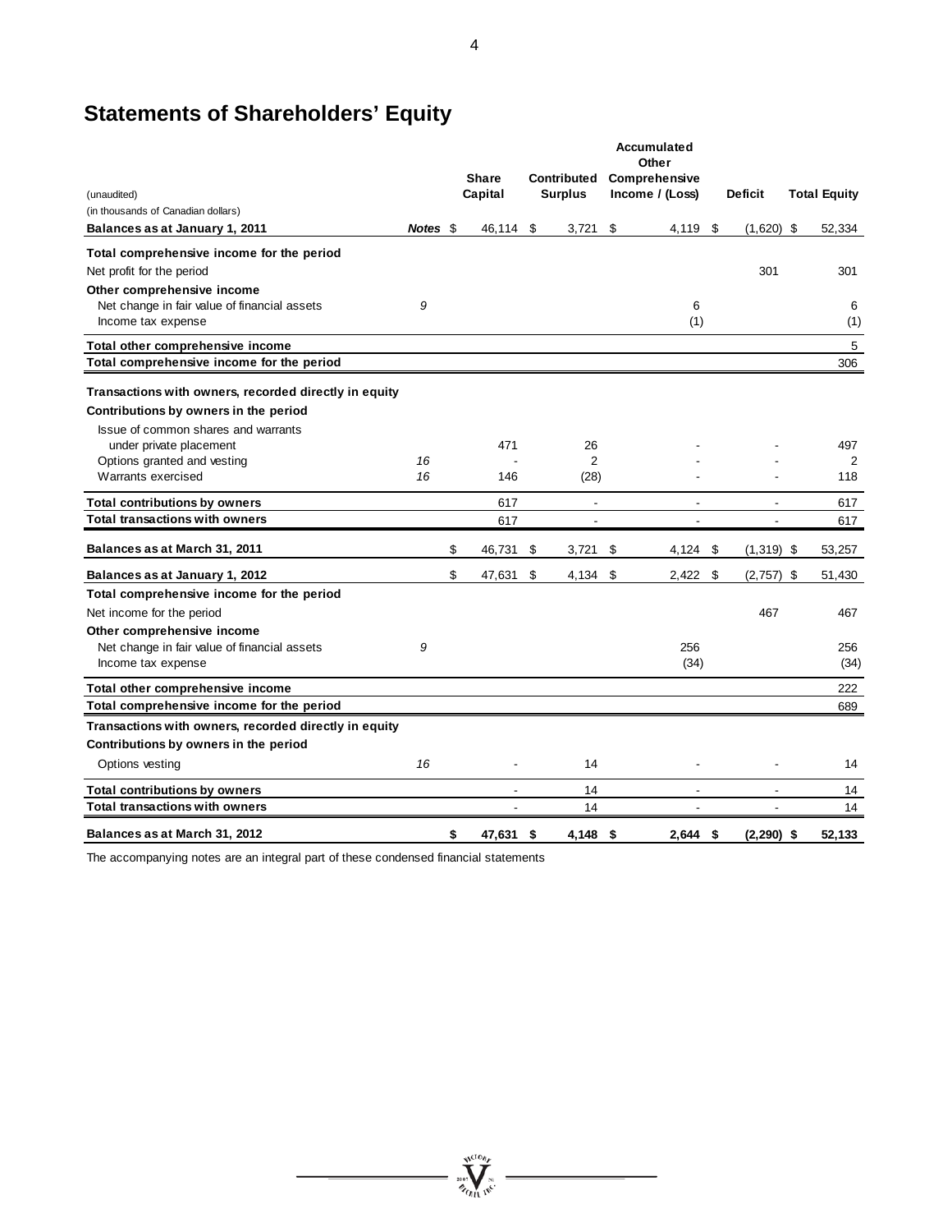# Statements of Shareholders' Equity

(unaudited)
(in thousands of Canadian dollars)

| | Notes | Share Capital | Contributed Surplus | Accumulated Other Comprehensive Income / (Loss) | Deficit | Total Equity |
|---|---|---|---|---|---|---|
| **Balances as at January 1, 2011** | | $ 46,114 | $ 3,721 | $ 4,119 | $ (1,620) | $ 52,334 |
| **Total comprehensive income for the period** | | | | | | |
| Net profit for the period | | | | | 301 | 301 |
| **Other comprehensive income** | | | | | | |
| Net change in fair value of financial assets | 9 | | | 6 | | 6 |
| Income tax expense | | | | (1) | | (1) |
| **Total other comprehensive income** | | | | | | 5 |
| **Total comprehensive income for the period** | | | | | | 306 |
| **Transactions with owners, recorded directly in equity** | | | | | | |
| **Contributions by owners in the period** | | | | | | |
| Issue of common shares and warrants under private placement | | 471 | 26 | - | - | 497 |
| Options granted and vesting | 16 | - | 2 | - | - | 2 |
| Warrants exercised | 16 | 146 | (28) | - | - | 118 |
| **Total contributions by owners** | | 617 | - | - | - | 617 |
| **Total transactions with owners** | | 617 | - | - | - | 617 |
| **Balances as at March 31, 2011** | | $ 46,731 | $ 3,721 | $ 4,124 | $ (1,319) | $ 53,257 |
| **Balances as at January 1, 2012** | | $ 47,631 | $ 4,134 | $ 2,422 | $ (2,757) | $ 51,430 |
| **Total comprehensive income for the period** | | | | | | |
| Net income for the period | | | | | 467 | 467 |
| **Other comprehensive income** | | | | | | |
| Net change in fair value of financial assets | 9 | | | 256 | | 256 |
| Income tax expense | | | | (34) | | (34) |
| **Total other comprehensive income** | | | | | | 222 |
| **Total comprehensive income for the period** | | | | | | 689 |
| **Transactions with owners, recorded directly in equity** | | | | | | |
| **Contributions by owners in the period** | | | | | | |
| Options vesting | 16 | - | 14 | - | - | 14 |
| **Total contributions by owners** | | - | 14 | - | - | 14 |
| **Total transactions with owners** | | - | 14 | - | - | 14 |
| **Balances as at March 31, 2012** | | **$ 47,631** | **$ 4,148** | **$ 2,644** | **$ (2,290)** | **$ 52,133** |

The accompanying notes are an integral part of these condensed financial statements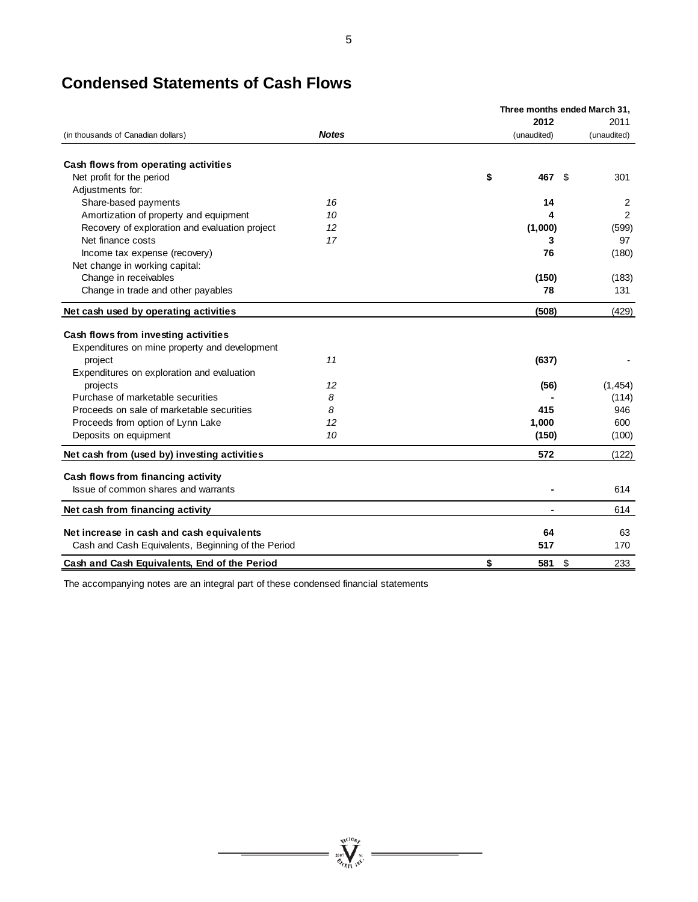## Condensed Statements of Cash Flows

| (in thousands of Canadian dollars) | Notes | Three months ended March 31, 2012 (unaudited) | 2011 (unaudited) |
|---|---|---|---|
| **Cash flows from operating activities** | | | |
| Net profit for the period | | **$ 467** | $ 301 |
| Adjustments for: | | | |
| Share-based payments | 16 | **14** | 2 |
| Amortization of property and equipment | 10 | **4** | 2 |
| Recovery of exploration and evaluation project | 12 | **(1,000)** | (599) |
| Net finance costs | 17 | **3** | 97 |
| Income tax expense (recovery) | | **76** | (180) |
| Net change in working capital: | | | |
| Change in receivables | | **(150)** | (183) |
| Change in trade and other payables | | **78** | 131 |
| **Net cash used by operating activities** | | **(508)** | (429) |
| **Cash flows from investing activities** | | | |
| Expenditures on mine property and development project | 11 | **(637)** | - |
| Expenditures on exploration and evaluation projects | 12 | **(56)** | (1,454) |
| Purchase of marketable securities | 8 | **-** | (114) |
| Proceeds on sale of marketable securities | 8 | **415** | 946 |
| Proceeds from option of Lynn Lake | 12 | **1,000** | 600 |
| Deposits on equipment | 10 | **(150)** | (100) |
| **Net cash from (used by) investing activities** | | **572** | (122) |
| **Cash flows from financing activity** | | | |
| Issue of common shares and warrants | | **-** | 614 |
| **Net cash from financing activity** | | **-** | 614 |
| **Net increase in cash and cash equivalents** | | **64** | 63 |
| Cash and Cash Equivalents, Beginning of the Period | | **517** | 170 |
| **Cash and Cash Equivalents, End of the Period** | | **$ 581** | $ 233 |

The accompanying notes are an integral part of these condensed financial statements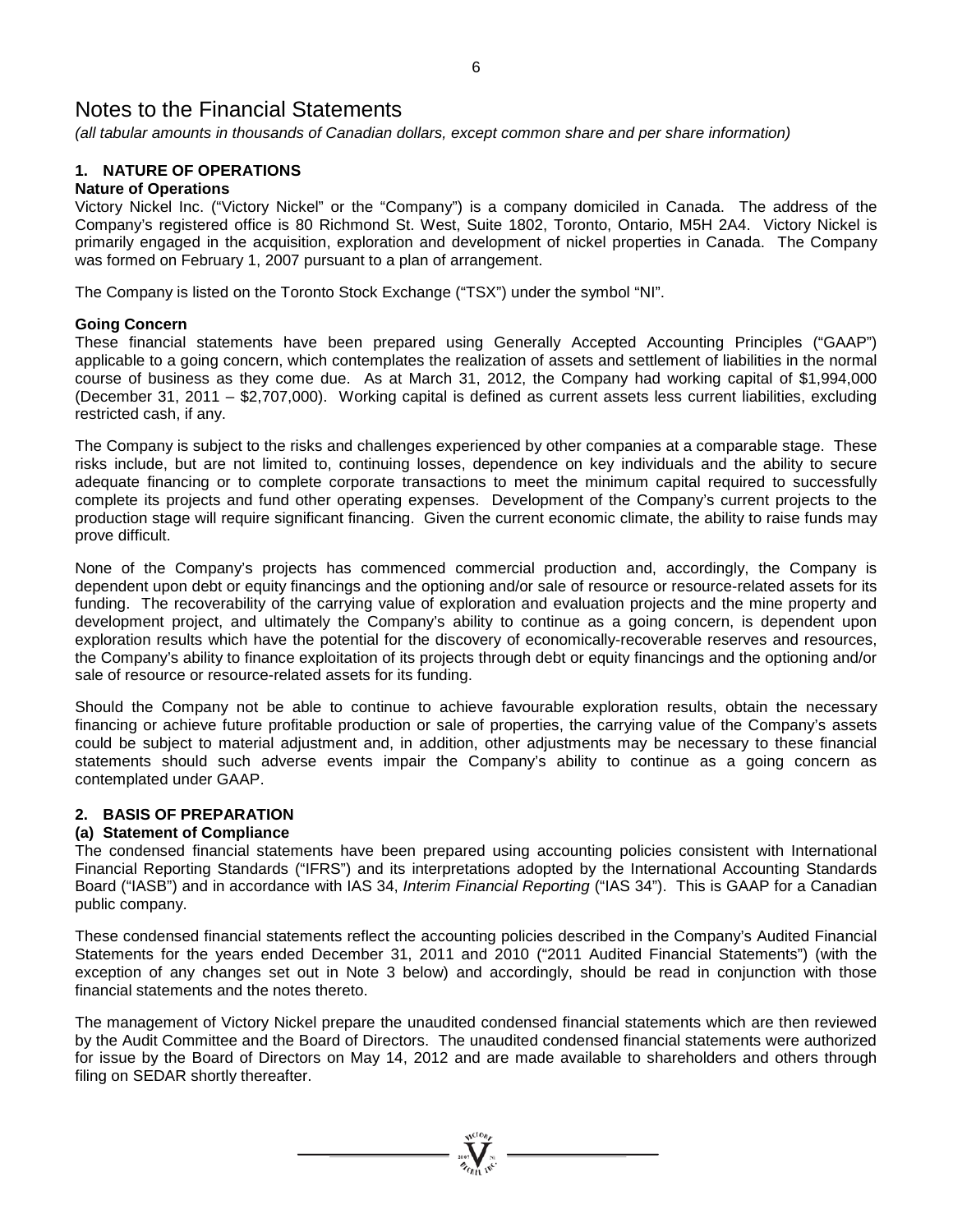# Notes to the Financial Statements

*(all tabular amounts in thousands of Canadian dollars, except common share and per share information)*

## 1. NATURE OF OPERATIONS

### Nature of Operations

Victory Nickel Inc. ("Victory Nickel" or the "Company") is a company domiciled in Canada. The address of the Company's registered office is 80 Richmond St. West, Suite 1802, Toronto, Ontario, M5H 2A4. Victory Nickel is primarily engaged in the acquisition, exploration and development of nickel properties in Canada. The Company was formed on February 1, 2007 pursuant to a plan of arrangement.

The Company is listed on the Toronto Stock Exchange ("TSX") under the symbol "NI".

### Going Concern

These financial statements have been prepared using Generally Accepted Accounting Principles ("GAAP") applicable to a going concern, which contemplates the realization of assets and settlement of liabilities in the normal course of business as they come due. As at March 31, 2012, the Company had working capital of $1,994,000 (December 31, 2011 – $2,707,000). Working capital is defined as current assets less current liabilities, excluding restricted cash, if any.

The Company is subject to the risks and challenges experienced by other companies at a comparable stage. These risks include, but are not limited to, continuing losses, dependence on key individuals and the ability to secure adequate financing or to complete corporate transactions to meet the minimum capital required to successfully complete its projects and fund other operating expenses. Development of the Company's current projects to the production stage will require significant financing. Given the current economic climate, the ability to raise funds may prove difficult.

None of the Company's projects has commenced commercial production and, accordingly, the Company is dependent upon debt or equity financings and the optioning and/or sale of resource or resource-related assets for its funding. The recoverability of the carrying value of exploration and evaluation projects and the mine property and development project, and ultimately the Company's ability to continue as a going concern, is dependent upon exploration results which have the potential for the discovery of economically-recoverable reserves and resources, the Company's ability to finance exploitation of its projects through debt or equity financings and the optioning and/or sale of resource or resource-related assets for its funding.

Should the Company not be able to continue to achieve favourable exploration results, obtain the necessary financing or achieve future profitable production or sale of properties, the carrying value of the Company's assets could be subject to material adjustment and, in addition, other adjustments may be necessary to these financial statements should such adverse events impair the Company's ability to continue as a going concern as contemplated under GAAP.

## 2. BASIS OF PREPARATION

### (a) Statement of Compliance

The condensed financial statements have been prepared using accounting policies consistent with International Financial Reporting Standards ("IFRS") and its interpretations adopted by the International Accounting Standards Board ("IASB") and in accordance with IAS 34, *Interim Financial Reporting* ("IAS 34"). This is GAAP for a Canadian public company.

These condensed financial statements reflect the accounting policies described in the Company's Audited Financial Statements for the years ended December 31, 2011 and 2010 ("2011 Audited Financial Statements") (with the exception of any changes set out in Note 3 below) and accordingly, should be read in conjunction with those financial statements and the notes thereto.

The management of Victory Nickel prepare the unaudited condensed financial statements which are then reviewed by the Audit Committee and the Board of Directors. The unaudited condensed financial statements were authorized for issue by the Board of Directors on May 14, 2012 and are made available to shareholders and others through filing on SEDAR shortly thereafter.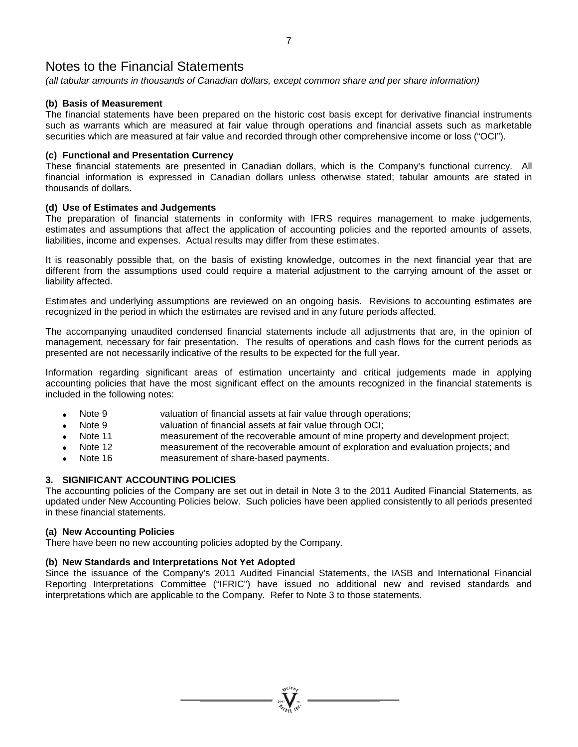# Notes to the Financial Statements

*(all tabular amounts in thousands of Canadian dollars, except common share and per share information)*

**(b) Basis of Measurement**

The financial statements have been prepared on the historic cost basis except for derivative financial instruments such as warrants which are measured at fair value through operations and financial assets such as marketable securities which are measured at fair value and recorded through other comprehensive income or loss ("OCI").

**(c) Functional and Presentation Currency**

These financial statements are presented in Canadian dollars, which is the Company's functional currency. All financial information is expressed in Canadian dollars unless otherwise stated; tabular amounts are stated in thousands of dollars.

**(d) Use of Estimates and Judgements**

The preparation of financial statements in conformity with IFRS requires management to make judgements, estimates and assumptions that affect the application of accounting policies and the reported amounts of assets, liabilities, income and expenses. Actual results may differ from these estimates.

It is reasonably possible that, on the basis of existing knowledge, outcomes in the next financial year that are different from the assumptions used could require a material adjustment to the carrying amount of the asset or liability affected.

Estimates and underlying assumptions are reviewed on an ongoing basis. Revisions to accounting estimates are recognized in the period in which the estimates are revised and in any future periods affected.

The accompanying unaudited condensed financial statements include all adjustments that are, in the opinion of management, necessary for fair presentation. The results of operations and cash flows for the current periods as presented are not necessarily indicative of the results to be expected for the full year.

Information regarding significant areas of estimation uncertainty and critical judgements made in applying accounting policies that have the most significant effect on the amounts recognized in the financial statements is included in the following notes:

- Note 9 valuation of financial assets at fair value through operations;
- Note 9 valuation of financial assets at fair value through OCI;
- Note 11 measurement of the recoverable amount of mine property and development project;
- Note 12 measurement of the recoverable amount of exploration and evaluation projects; and
- Note 16 measurement of share-based payments.

## 3. SIGNIFICANT ACCOUNTING POLICIES

The accounting policies of the Company are set out in detail in Note 3 to the 2011 Audited Financial Statements, as updated under New Accounting Policies below. Such policies have been applied consistently to all periods presented in these financial statements.

**(a) New Accounting Policies**

There have been no new accounting policies adopted by the Company.

**(b) New Standards and Interpretations Not Yet Adopted**

Since the issuance of the Company's 2011 Audited Financial Statements, the IASB and International Financial Reporting Interpretations Committee ("IFRIC") have issued no additional new and revised standards and interpretations which are applicable to the Company. Refer to Note 3 to those statements.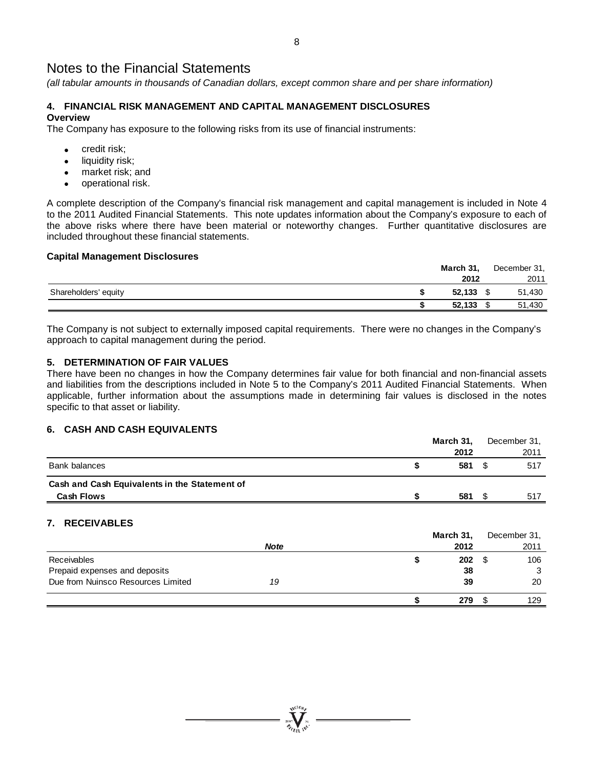# Notes to the Financial Statements

*(all tabular amounts in thousands of Canadian dollars, except common share and per share information)*

## 4. FINANCIAL RISK MANAGEMENT AND CAPITAL MANAGEMENT DISCLOSURES

**Overview**

The Company has exposure to the following risks from its use of financial instruments:

- credit risk;
- liquidity risk;
- market risk; and
- operational risk.

A complete description of the Company's financial risk management and capital management is included in Note 4 to the 2011 Audited Financial Statements. This note updates information about the Company's exposure to each of the above risks where there have been material or noteworthy changes. Further quantitative disclosures are included throughout these financial statements.

**Capital Management Disclosures**

| | **March 31, 2012** | December 31, 2011 |
|---|---|---|
| Shareholders' equity | **$ 52,133** | $ 51,430 |
| | **$ 52,133** | $ 51,430 |

The Company is not subject to externally imposed capital requirements. There were no changes in the Company's approach to capital management during the period.

## 5. DETERMINATION OF FAIR VALUES

There have been no changes in how the Company determines fair value for both financial and non-financial assets and liabilities from the descriptions included in Note 5 to the Company's 2011 Audited Financial Statements. When applicable, further information about the assumptions made in determining fair values is disclosed in the notes specific to that asset or liability.

## 6. CASH AND CASH EQUIVALENTS

| | **March 31, 2012** | December 31, 2011 |
|---|---|---|
| Bank balances | **$ 581** | $ 517 |
| **Cash and Cash Equivalents in the Statement of Cash Flows** | **$ 581** | $ 517 |

## 7. RECEIVABLES

| | ***Note*** | **March 31, 2012** | December 31, 2011 |
|---|---|---|---|
| Receivables | | **$ 202** | $ 106 |
| Prepaid expenses and deposits | | **38** | 3 |
| Due from Nuinsco Resources Limited | *19* | **39** | 20 |
| | | **$ 279** | $ 129 |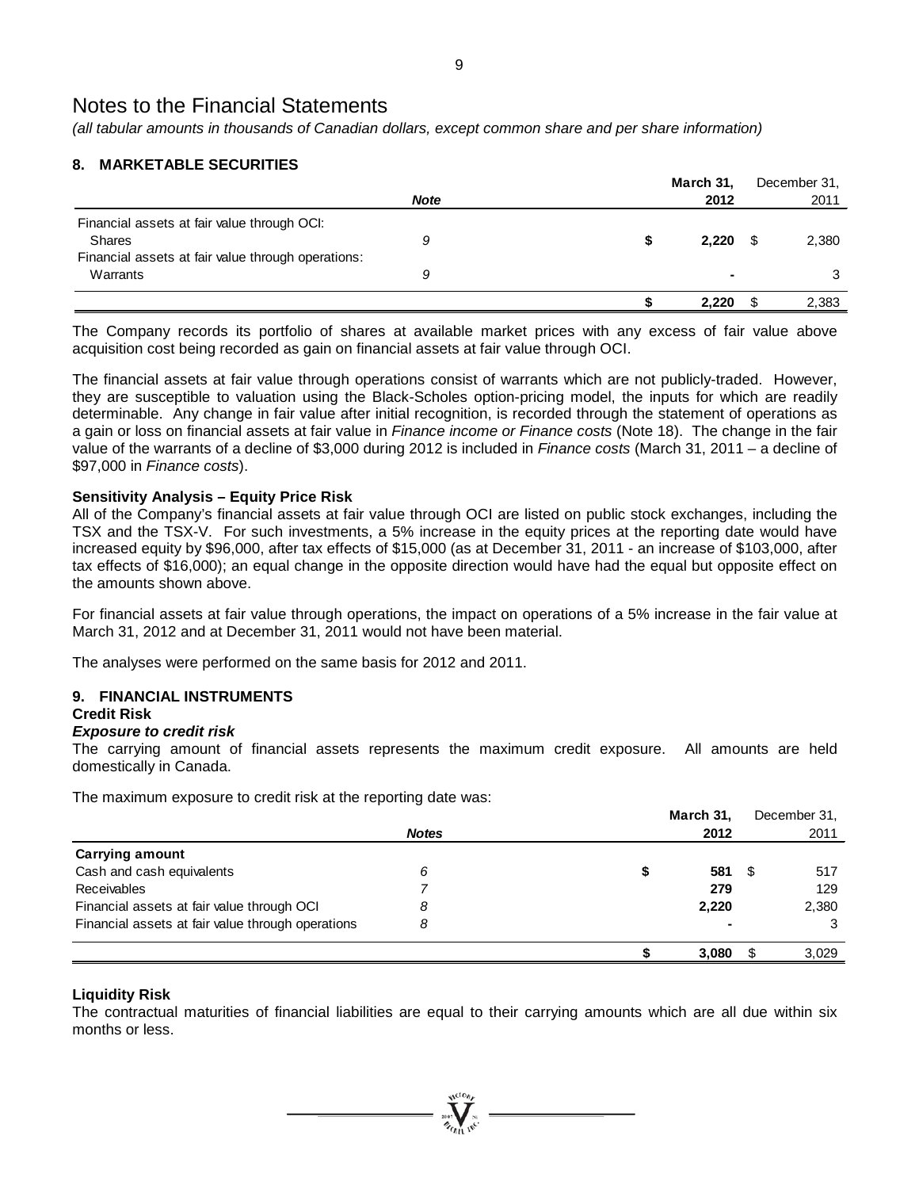# Notes to the Financial Statements

*(all tabular amounts in thousands of Canadian dollars, except common share and per share information)*

## 8. MARKETABLE SECURITIES

| | *Note* | **March 31, 2012** | December 31, 2011 |
|---|---|---|---|
| Financial assets at fair value through OCI: | | | |
| Shares | *9* | **$ 2,220** | $ 2,380 |
| Financial assets at fair value through operations: | | | |
| Warrants | *9* | **-** | 3 |
| | | **$ 2,220** | $ 2,383 |

The Company records its portfolio of shares at available market prices with any excess of fair value above acquisition cost being recorded as gain on financial assets at fair value through OCI.

The financial assets at fair value through operations consist of warrants which are not publicly-traded. However, they are susceptible to valuation using the Black-Scholes option-pricing model, the inputs for which are readily determinable. Any change in fair value after initial recognition, is recorded through the statement of operations as a gain or loss on financial assets at fair value in *Finance income or Finance costs* (Note 18). The change in the fair value of the warrants of a decline of $3,000 during 2012 is included in *Finance costs* (March 31, 2011 – a decline of $97,000 in *Finance costs*).

### Sensitivity Analysis – Equity Price Risk

All of the Company's financial assets at fair value through OCI are listed on public stock exchanges, including the TSX and the TSX-V. For such investments, a 5% increase in the equity prices at the reporting date would have increased equity by $96,000, after tax effects of $15,000 (as at December 31, 2011 - an increase of $103,000, after tax effects of $16,000); an equal change in the opposite direction would have had the equal but opposite effect on the amounts shown above.

For financial assets at fair value through operations, the impact on operations of a 5% increase in the fair value at March 31, 2012 and at December 31, 2011 would not have been material.

The analyses were performed on the same basis for 2012 and 2011.

## 9. FINANCIAL INSTRUMENTS

### Credit Risk

***Exposure to credit risk***

The carrying amount of financial assets represents the maximum credit exposure. All amounts are held domestically in Canada.

The maximum exposure to credit risk at the reporting date was:

| | *Notes* | **March 31, 2012** | December 31, 2011 |
|---|---|---|---|
| **Carrying amount** | | | |
| Cash and cash equivalents | *6* | **$ 581** | $ 517 |
| Receivables | *7* | **279** | 129 |
| Financial assets at fair value through OCI | *8* | **2,220** | 2,380 |
| Financial assets at fair value through operations | *8* | **-** | 3 |
| | | **$ 3,080** | $ 3,029 |

### Liquidity Risk

The contractual maturities of financial liabilities are equal to their carrying amounts which are all due within six months or less.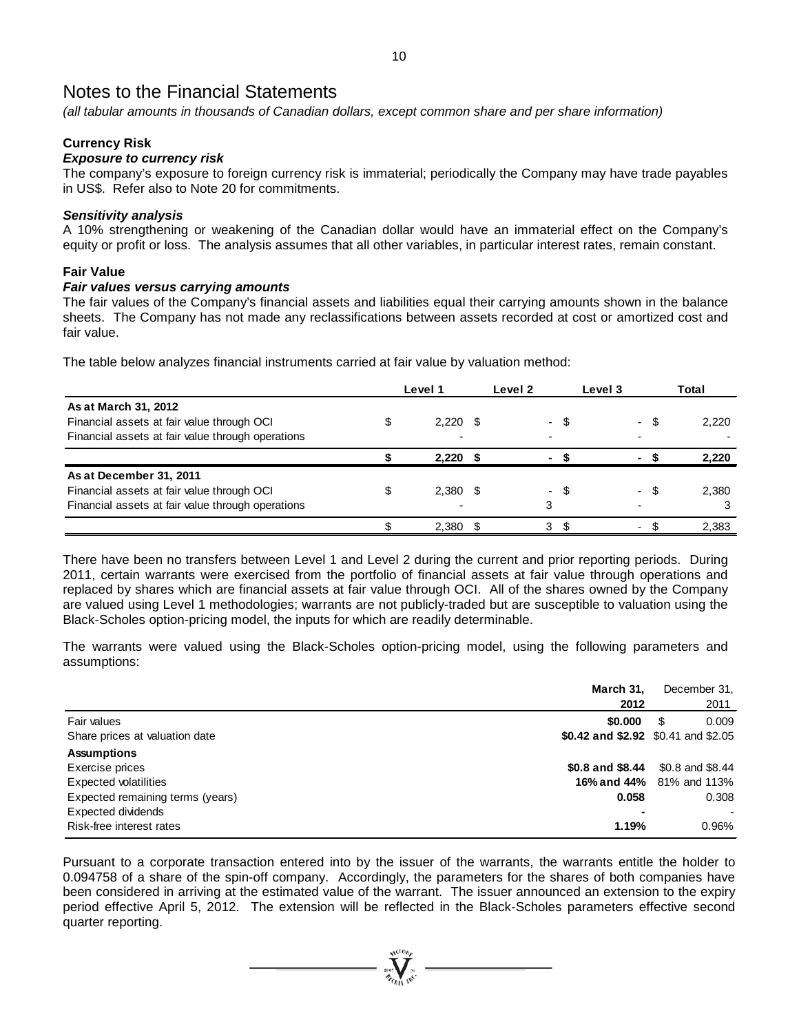# Notes to the Financial Statements

*(all tabular amounts in thousands of Canadian dollars, except common share and per share information)*

### Currency Risk

***Exposure to currency risk***

The company's exposure to foreign currency risk is immaterial; periodically the Company may have trade payables in US$. Refer also to Note 20 for commitments.

***Sensitivity analysis***

A 10% strengthening or weakening of the Canadian dollar would have an immaterial effect on the Company's equity or profit or loss. The analysis assumes that all other variables, in particular interest rates, remain constant.

### Fair Value

***Fair values versus carrying amounts***

The fair values of the Company's financial assets and liabilities equal their carrying amounts shown in the balance sheets. The Company has not made any reclassifications between assets recorded at cost or amortized cost and fair value.

The table below analyzes financial instruments carried at fair value by valuation method:

| | Level 1 | Level 2 | Level 3 | Total |
|---|---|---|---|---|
| **As at March 31, 2012** | | | | |
| Financial assets at fair value through OCI | $ 2,220 | $ - | $ - | $ 2,220 |
| Financial assets at fair value through operations | - | - | - | - |
| | **$ 2,220** | **$ -** | **$ -** | **$ 2,220** |
| **As at December 31, 2011** | | | | |
| Financial assets at fair value through OCI | $ 2,380 | $ - | $ - | $ 2,380 |
| Financial assets at fair value through operations | - | 3 | - | 3 |
| | $ 2,380 | $ 3 | $ - | $ 2,383 |

There have been no transfers between Level 1 and Level 2 during the current and prior reporting periods. During 2011, certain warrants were exercised from the portfolio of financial assets at fair value through operations and replaced by shares which are financial assets at fair value through OCI. All of the shares owned by the Company are valued using Level 1 methodologies; warrants are not publicly-traded but are susceptible to valuation using the Black-Scholes option-pricing model, the inputs for which are readily determinable.

The warrants were valued using the Black-Scholes option-pricing model, using the following parameters and assumptions:

| | March 31, 2012 | December 31, 2011 |
|---|---|---|
| Fair values | **$0.000** | $ 0.009 |
| Share prices at valuation date | **$0.42 and $2.92** | $0.41 and $2.05 |
| **Assumptions** | | |
| Exercise prices | **$0.8 and $8.44** | $0.8 and $8.44 |
| Expected volatilities | **16% and 44%** | 81% and 113% |
| Expected remaining terms (years) | **0.058** | 0.308 |
| Expected dividends | **-** | - |
| Risk-free interest rates | **1.19%** | 0.96% |

Pursuant to a corporate transaction entered into by the issuer of the warrants, the warrants entitle the holder to 0.094758 of a share of the spin-off company. Accordingly, the parameters for the shares of both companies have been considered in arriving at the estimated value of the warrant. The issuer announced an extension to the expiry period effective April 5, 2012. The extension will be reflected in the Black-Scholes parameters effective second quarter reporting.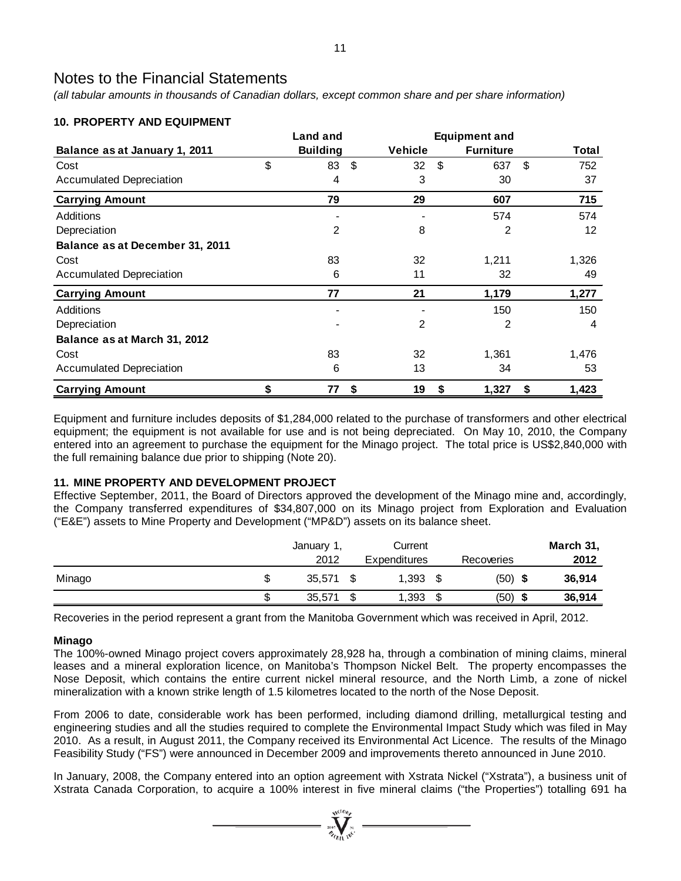# Notes to the Financial Statements

*(all tabular amounts in thousands of Canadian dollars, except common share and per share information)*

## 10. PROPERTY AND EQUIPMENT

| Balance as at January 1, 2011 | Land and Building | Vehicle | Equipment and Furniture | Total |
|---|---|---|---|---|
| Cost | $ 83 | $ 32 | $ 637 | $ 752 |
| Accumulated Depreciation | 4 | 3 | 30 | 37 |
| **Carrying Amount** | **79** | **29** | **607** | **715** |
| Additions | - | - | 574 | 574 |
| Depreciation | 2 | 8 | 2 | 12 |
| **Balance as at December 31, 2011** | | | | |
| Cost | 83 | 32 | 1,211 | 1,326 |
| Accumulated Depreciation | 6 | 11 | 32 | 49 |
| **Carrying Amount** | **77** | **21** | **1,179** | **1,277** |
| Additions | - | - | 150 | 150 |
| Depreciation | - | 2 | 2 | 4 |
| **Balance as at March 31, 2012** | | | | |
| Cost | 83 | 32 | 1,361 | 1,476 |
| Accumulated Depreciation | 6 | 13 | 34 | 53 |
| **Carrying Amount** | **$ 77** | **$ 19** | **$ 1,327** | **$ 1,423** |

Equipment and furniture includes deposits of $1,284,000 related to the purchase of transformers and other electrical equipment; the equipment is not available for use and is not being depreciated. On May 10, 2010, the Company entered into an agreement to purchase the equipment for the Minago project. The total price is US$2,840,000 with the full remaining balance due prior to shipping (Note 20).

## 11. MINE PROPERTY AND DEVELOPMENT PROJECT

Effective September, 2011, the Board of Directors approved the development of the Minago mine and, accordingly, the Company transferred expenditures of $34,807,000 on its Minago project from Exploration and Evaluation ("E&E") assets to Mine Property and Development ("MP&D") assets on its balance sheet.

| | January 1, 2012 | Current Expenditures | Recoveries | **March 31, 2012** |
|---|---|---|---|---|
| Minago | $ 35,571 | $ 1,393 | $ (50) | **$ 36,914** |
| | $ 35,571 | $ 1,393 | $ (50) | **$ 36,914** |

Recoveries in the period represent a grant from the Manitoba Government which was received in April, 2012.

### Minago

The 100%-owned Minago project covers approximately 28,928 ha, through a combination of mining claims, mineral leases and a mineral exploration licence, on Manitoba's Thompson Nickel Belt. The property encompasses the Nose Deposit, which contains the entire current nickel mineral resource, and the North Limb, a zone of nickel mineralization with a known strike length of 1.5 kilometres located to the north of the Nose Deposit.

From 2006 to date, considerable work has been performed, including diamond drilling, metallurgical testing and engineering studies and all the studies required to complete the Environmental Impact Study which was filed in May 2010. As a result, in August 2011, the Company received its Environmental Act Licence. The results of the Minago Feasibility Study ("FS") were announced in December 2009 and improvements thereto announced in June 2010.

In January, 2008, the Company entered into an option agreement with Xstrata Nickel ("Xstrata"), a business unit of Xstrata Canada Corporation, to acquire a 100% interest in five mineral claims ("the Properties") totalling 691 ha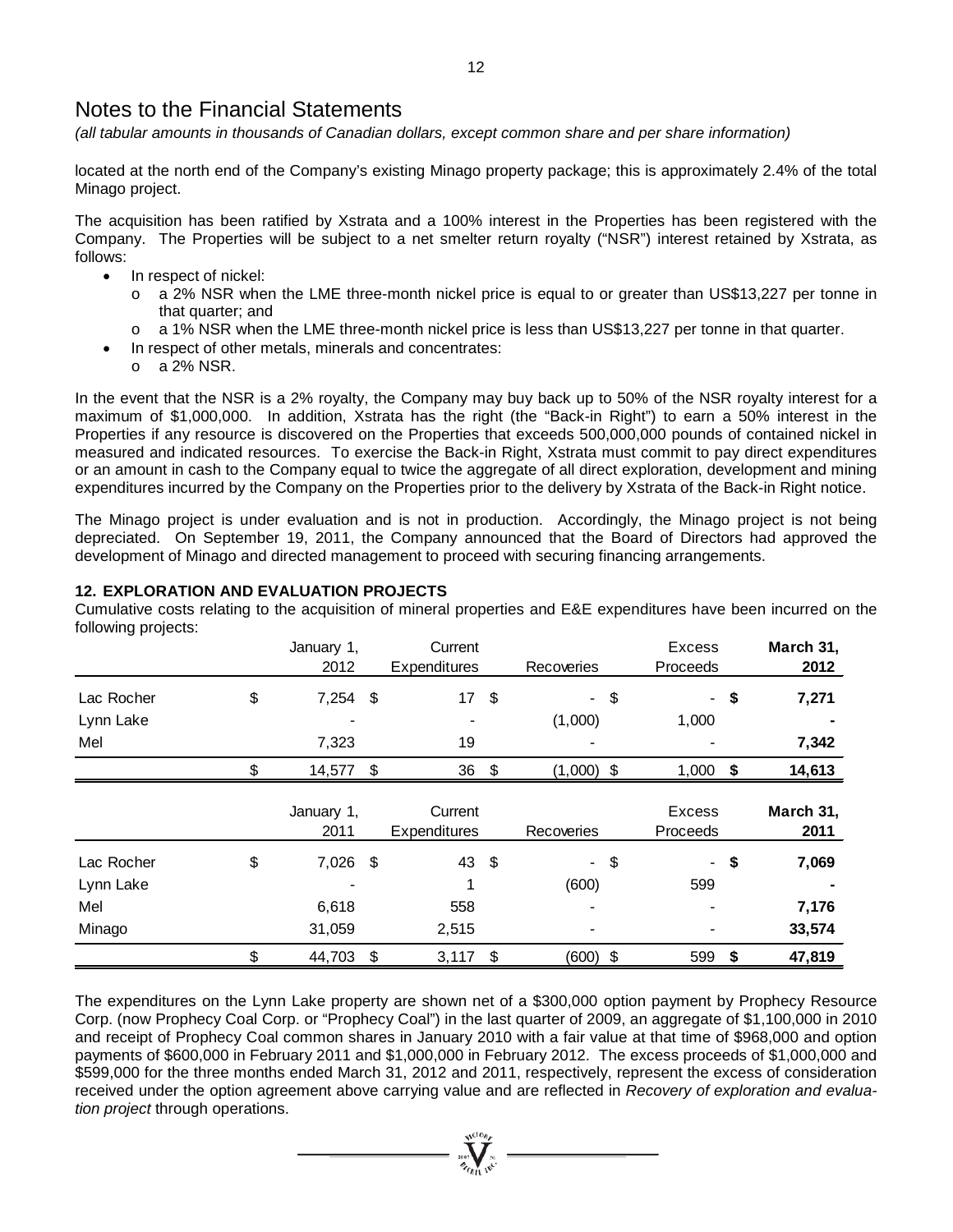# Notes to the Financial Statements

*(all tabular amounts in thousands of Canadian dollars, except common share and per share information)*

located at the north end of the Company's existing Minago property package; this is approximately 2.4% of the total Minago project.

The acquisition has been ratified by Xstrata and a 100% interest in the Properties has been registered with the Company. The Properties will be subject to a net smelter return royalty ("NSR") interest retained by Xstrata, as follows:

- In respect of nickel:
  - a 2% NSR when the LME three-month nickel price is equal to or greater than US$13,227 per tonne in that quarter; and
  - a 1% NSR when the LME three-month nickel price is less than US$13,227 per tonne in that quarter.
- In respect of other metals, minerals and concentrates:
  - a 2% NSR.

In the event that the NSR is a 2% royalty, the Company may buy back up to 50% of the NSR royalty interest for a maximum of $1,000,000. In addition, Xstrata has the right (the "Back-in Right") to earn a 50% interest in the Properties if any resource is discovered on the Properties that exceeds 500,000,000 pounds of contained nickel in measured and indicated resources. To exercise the Back-in Right, Xstrata must commit to pay direct expenditures or an amount in cash to the Company equal to twice the aggregate of all direct exploration, development and mining expenditures incurred by the Company on the Properties prior to the delivery by Xstrata of the Back-in Right notice.

The Minago project is under evaluation and is not in production. Accordingly, the Minago project is not being depreciated. On September 19, 2011, the Company announced that the Board of Directors had approved the development of Minago and directed management to proceed with securing financing arrangements.

## 12. EXPLORATION AND EVALUATION PROJECTS

Cumulative costs relating to the acquisition of mineral properties and E&E expenditures have been incurred on the following projects:

| | January 1, 2012 | Current Expenditures | Recoveries | Excess Proceeds | **March 31, 2012** |
|---|---|---|---|---|---|
| Lac Rocher | $ 7,254 | $ 17 | $ - | $ - | **$ 7,271** |
| Lynn Lake | - | - | (1,000) | 1,000 | **-** |
| Mel | 7,323 | 19 | - | - | **7,342** |
| | $ 14,577 | $ 36 | $ (1,000) | $ 1,000 | **$ 14,613** |

| | January 1, 2011 | Current Expenditures | Recoveries | Excess Proceeds | **March 31, 2011** |
|---|---|---|---|---|---|
| Lac Rocher | $ 7,026 | $ 43 | $ - | $ - | **$ 7,069** |
| Lynn Lake | - | 1 | (600) | 599 | **-** |
| Mel | 6,618 | 558 | - | - | **7,176** |
| Minago | 31,059 | 2,515 | - | - | **33,574** |
| | $ 44,703 | $ 3,117 | $ (600) | $ 599 | **$ 47,819** |

The expenditures on the Lynn Lake property are shown net of a $300,000 option payment by Prophecy Resource Corp. (now Prophecy Coal Corp. or "Prophecy Coal") in the last quarter of 2009, an aggregate of $1,100,000 in 2010 and receipt of Prophecy Coal common shares in January 2010 with a fair value at that time of $968,000 and option payments of $600,000 in February 2011 and $1,000,000 in February 2012. The excess proceeds of $1,000,000 and $599,000 for the three months ended March 31, 2012 and 2011, respectively, represent the excess of consideration received under the option agreement above carrying value and are reflected in *Recovery of exploration and evaluation project* through operations.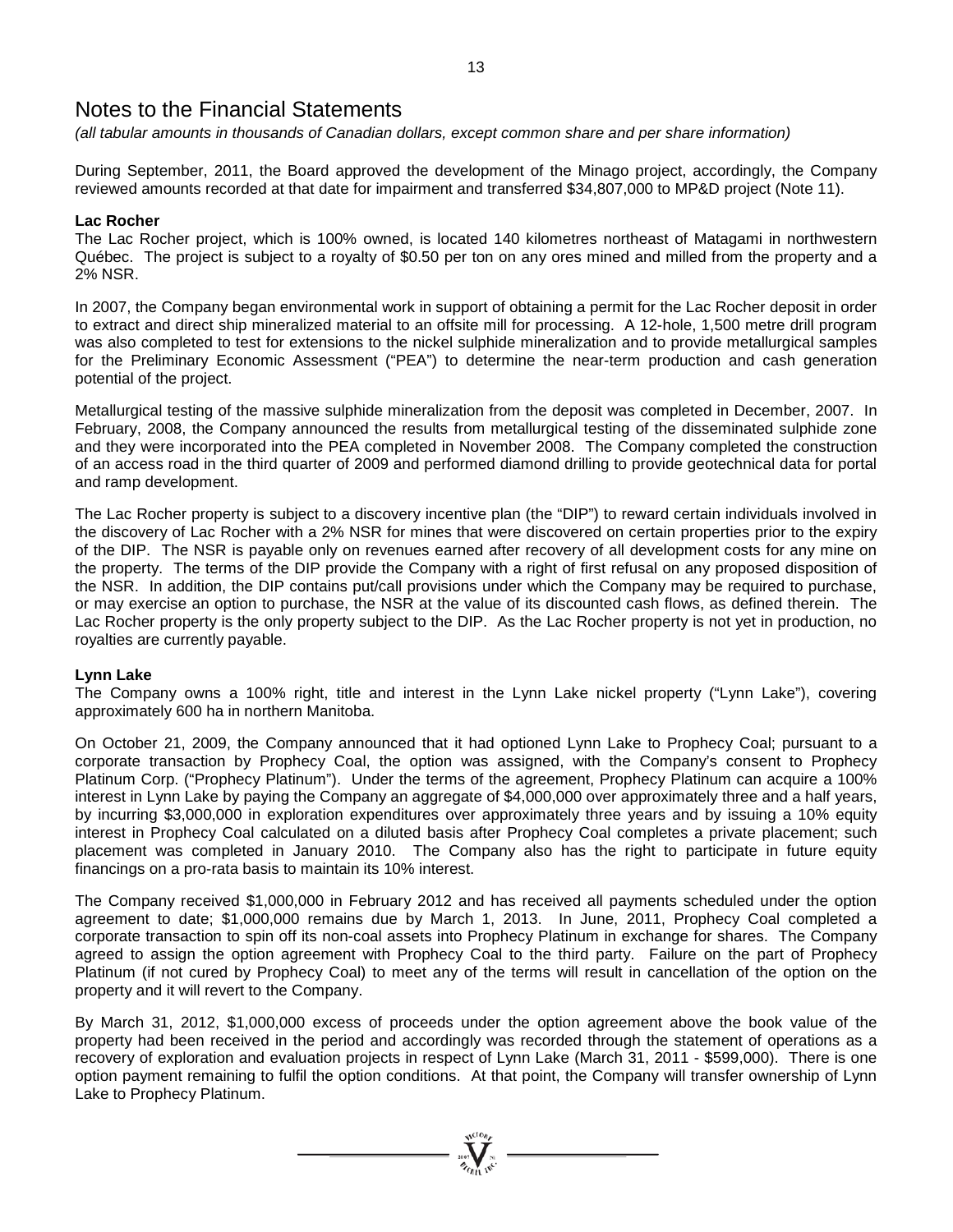# Notes to the Financial Statements

*(all tabular amounts in thousands of Canadian dollars, except common share and per share information)*

During September, 2011, the Board approved the development of the Minago project, accordingly, the Company reviewed amounts recorded at that date for impairment and transferred $34,807,000 to MP&D project (Note 11).

**Lac Rocher**

The Lac Rocher project, which is 100% owned, is located 140 kilometres northeast of Matagami in northwestern Québec. The project is subject to a royalty of $0.50 per ton on any ores mined and milled from the property and a 2% NSR.

In 2007, the Company began environmental work in support of obtaining a permit for the Lac Rocher deposit in order to extract and direct ship mineralized material to an offsite mill for processing. A 12-hole, 1,500 metre drill program was also completed to test for extensions to the nickel sulphide mineralization and to provide metallurgical samples for the Preliminary Economic Assessment ("PEA") to determine the near-term production and cash generation potential of the project.

Metallurgical testing of the massive sulphide mineralization from the deposit was completed in December, 2007. In February, 2008, the Company announced the results from metallurgical testing of the disseminated sulphide zone and they were incorporated into the PEA completed in November 2008. The Company completed the construction of an access road in the third quarter of 2009 and performed diamond drilling to provide geotechnical data for portal and ramp development.

The Lac Rocher property is subject to a discovery incentive plan (the "DIP") to reward certain individuals involved in the discovery of Lac Rocher with a 2% NSR for mines that were discovered on certain properties prior to the expiry of the DIP. The NSR is payable only on revenues earned after recovery of all development costs for any mine on the property. The terms of the DIP provide the Company with a right of first refusal on any proposed disposition of the NSR. In addition, the DIP contains put/call provisions under which the Company may be required to purchase, or may exercise an option to purchase, the NSR at the value of its discounted cash flows, as defined therein. The Lac Rocher property is the only property subject to the DIP. As the Lac Rocher property is not yet in production, no royalties are currently payable.

**Lynn Lake**

The Company owns a 100% right, title and interest in the Lynn Lake nickel property ("Lynn Lake"), covering approximately 600 ha in northern Manitoba.

On October 21, 2009, the Company announced that it had optioned Lynn Lake to Prophecy Coal; pursuant to a corporate transaction by Prophecy Coal, the option was assigned, with the Company's consent to Prophecy Platinum Corp. ("Prophecy Platinum"). Under the terms of the agreement, Prophecy Platinum can acquire a 100% interest in Lynn Lake by paying the Company an aggregate of $4,000,000 over approximately three and a half years, by incurring $3,000,000 in exploration expenditures over approximately three years and by issuing a 10% equity interest in Prophecy Coal calculated on a diluted basis after Prophecy Coal completes a private placement; such placement was completed in January 2010. The Company also has the right to participate in future equity financings on a pro-rata basis to maintain its 10% interest.

The Company received $1,000,000 in February 2012 and has received all payments scheduled under the option agreement to date; $1,000,000 remains due by March 1, 2013. In June, 2011, Prophecy Coal completed a corporate transaction to spin off its non-coal assets into Prophecy Platinum in exchange for shares. The Company agreed to assign the option agreement with Prophecy Coal to the third party. Failure on the part of Prophecy Platinum (if not cured by Prophecy Coal) to meet any of the terms will result in cancellation of the option on the property and it will revert to the Company.

By March 31, 2012, $1,000,000 excess of proceeds under the option agreement above the book value of the property had been received in the period and accordingly was recorded through the statement of operations as a recovery of exploration and evaluation projects in respect of Lynn Lake (March 31, 2011 - $599,000). There is one option payment remaining to fulfil the option conditions. At that point, the Company will transfer ownership of Lynn Lake to Prophecy Platinum.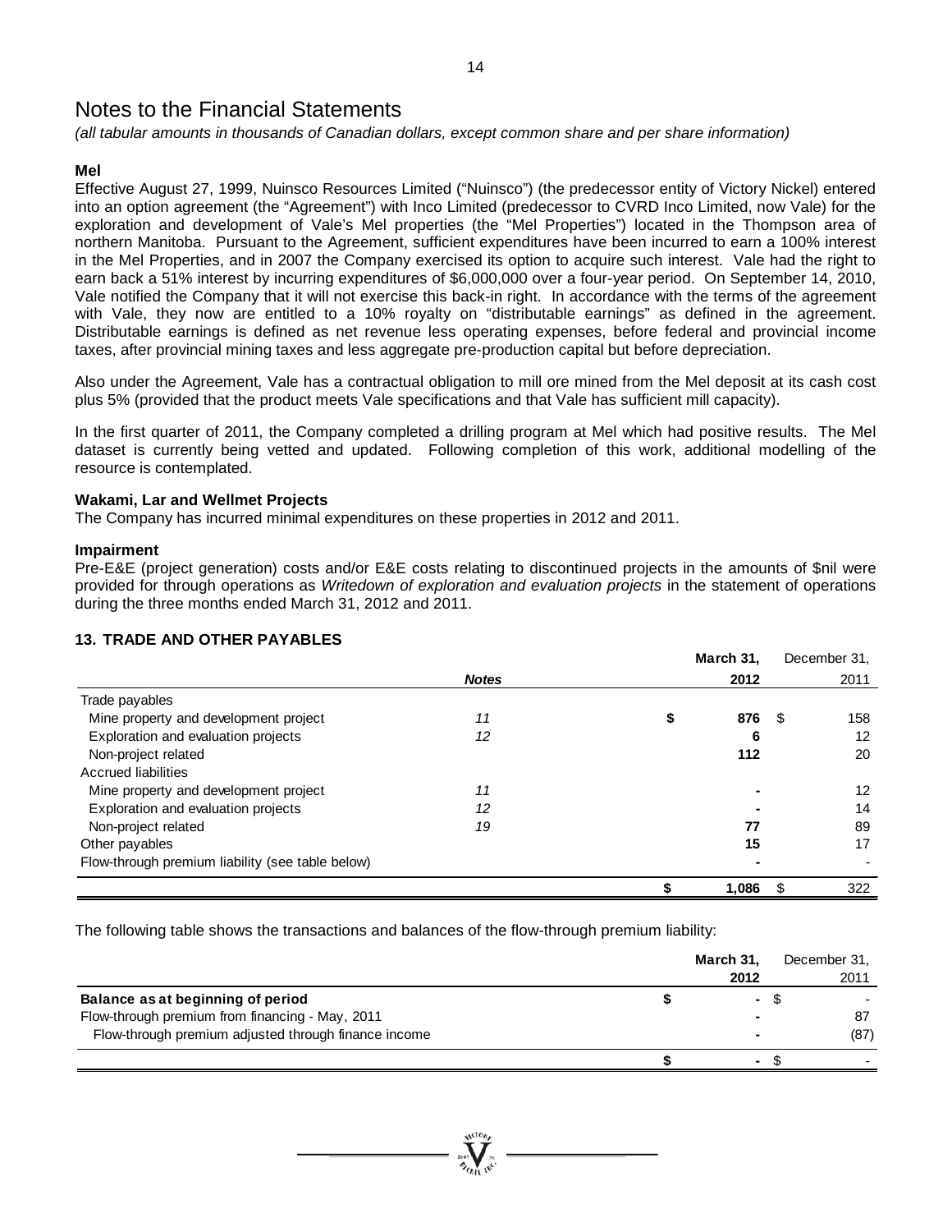# Notes to the Financial Statements

*(all tabular amounts in thousands of Canadian dollars, except common share and per share information)*

**Mel**

Effective August 27, 1999, Nuinsco Resources Limited ("Nuinsco") (the predecessor entity of Victory Nickel) entered into an option agreement (the "Agreement") with Inco Limited (predecessor to CVRD Inco Limited, now Vale) for the exploration and development of Vale's Mel properties (the "Mel Properties") located in the Thompson area of northern Manitoba. Pursuant to the Agreement, sufficient expenditures have been incurred to earn a 100% interest in the Mel Properties, and in 2007 the Company exercised its option to acquire such interest. Vale had the right to earn back a 51% interest by incurring expenditures of $6,000,000 over a four-year period. On September 14, 2010, Vale notified the Company that it will not exercise this back-in right. In accordance with the terms of the agreement with Vale, they now are entitled to a 10% royalty on "distributable earnings" as defined in the agreement. Distributable earnings is defined as net revenue less operating expenses, before federal and provincial income taxes, after provincial mining taxes and less aggregate pre-production capital but before depreciation.

Also under the Agreement, Vale has a contractual obligation to mill ore mined from the Mel deposit at its cash cost plus 5% (provided that the product meets Vale specifications and that Vale has sufficient mill capacity).

In the first quarter of 2011, the Company completed a drilling program at Mel which had positive results. The Mel dataset is currently being vetted and updated. Following completion of this work, additional modelling of the resource is contemplated.

**Wakami, Lar and Wellmet Projects**

The Company has incurred minimal expenditures on these properties in 2012 and 2011.

**Impairment**

Pre-E&E (project generation) costs and/or E&E costs relating to discontinued projects in the amounts of $nil were provided for through operations as *Writedown of exploration and evaluation projects* in the statement of operations during the three months ended March 31, 2012 and 2011.

## 13. TRADE AND OTHER PAYABLES

| | *Notes* | **March 31, 2012** | December 31, 2011 |
|---|---|---|---|
| Trade payables | | | |
| Mine property and development project | *11* | **$ 876** | $ 158 |
| Exploration and evaluation projects | *12* | **6** | 12 |
| Non-project related | | **112** | 20 |
| Accrued liabilities | | | |
| Mine property and development project | *11* | **-** | 12 |
| Exploration and evaluation projects | *12* | **-** | 14 |
| Non-project related | *19* | **77** | 89 |
| Other payables | | **15** | 17 |
| Flow-through premium liability (see table below) | | **-** | - |
| | | **$ 1,086** | $ 322 |

The following table shows the transactions and balances of the flow-through premium liability:

| | **March 31, 2012** | December 31, 2011 |
|---|---|---|
| **Balance as at beginning of period** | **$ -** | $ - |
| Flow-through premium from financing - May, 2011 | **-** | 87 |
| Flow-through premium adjusted through finance income | **-** | (87) |
| | **$ -** | $ - |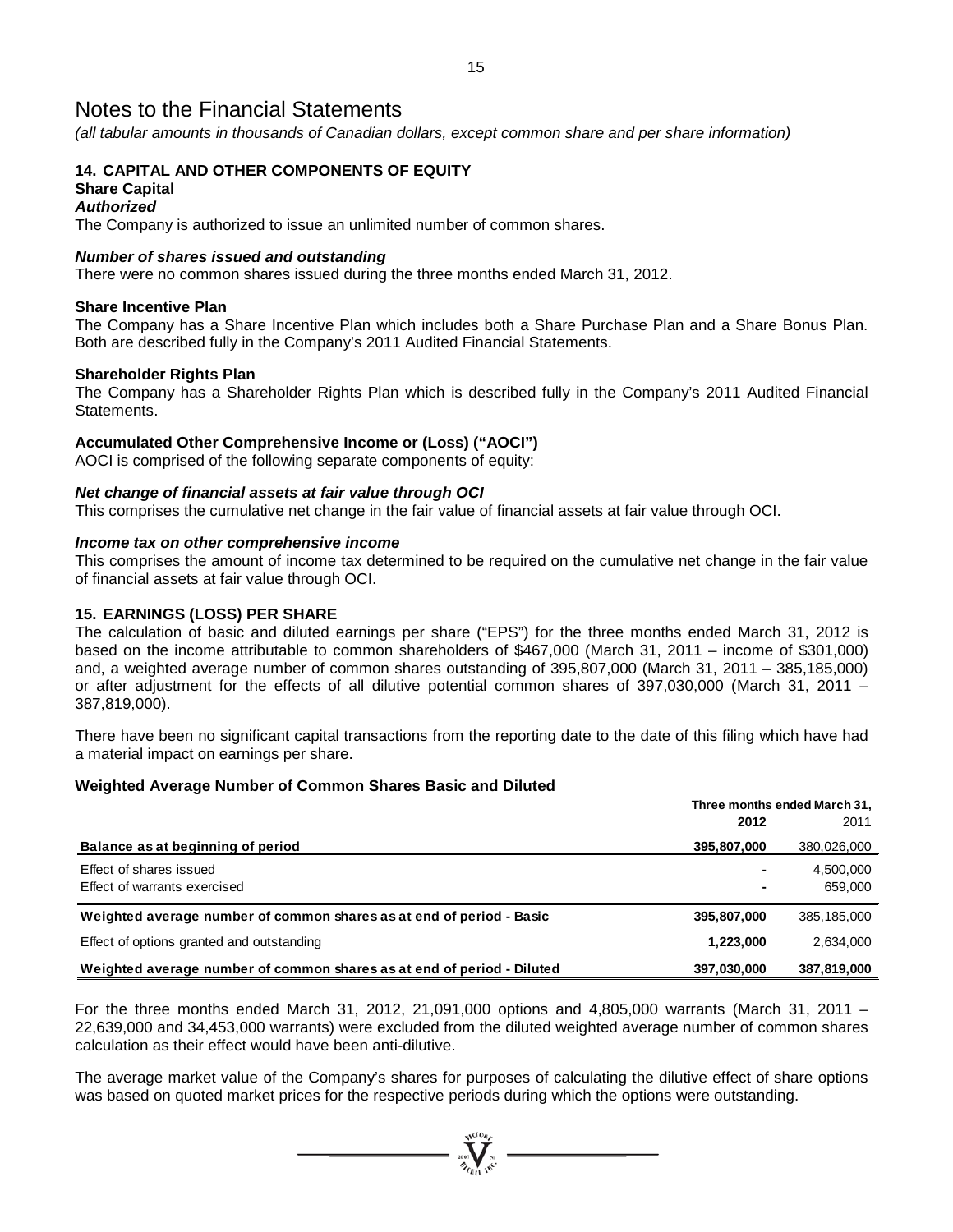# Notes to the Financial Statements

*(all tabular amounts in thousands of Canadian dollars, except common share and per share information)*

## 14. CAPITAL AND OTHER COMPONENTS OF EQUITY

### Share Capital

***Authorized***

The Company is authorized to issue an unlimited number of common shares.

***Number of shares issued and outstanding***

There were no common shares issued during the three months ended March 31, 2012.

### Share Incentive Plan

The Company has a Share Incentive Plan which includes both a Share Purchase Plan and a Share Bonus Plan. Both are described fully in the Company's 2011 Audited Financial Statements.

### Shareholder Rights Plan

The Company has a Shareholder Rights Plan which is described fully in the Company's 2011 Audited Financial Statements.

### Accumulated Other Comprehensive Income or (Loss) ("AOCI")

AOCI is comprised of the following separate components of equity:

***Net change of financial assets at fair value through OCI***

This comprises the cumulative net change in the fair value of financial assets at fair value through OCI.

***Income tax on other comprehensive income***

This comprises the amount of income tax determined to be required on the cumulative net change in the fair value of financial assets at fair value through OCI.

## 15. EARNINGS (LOSS) PER SHARE

The calculation of basic and diluted earnings per share ("EPS") for the three months ended March 31, 2012 is based on the income attributable to common shareholders of $467,000 (March 31, 2011 – income of $301,000) and, a weighted average number of common shares outstanding of 395,807,000 (March 31, 2011 – 385,185,000) or after adjustment for the effects of all dilutive potential common shares of 397,030,000 (March 31, 2011 – 387,819,000).

There have been no significant capital transactions from the reporting date to the date of this filing which have had a material impact on earnings per share.

### Weighted Average Number of Common Shares Basic and Diluted

| | Three months ended March 31, | |
|---|---|---|
| | **2012** | 2011 |
| **Balance as at beginning of period** | **395,807,000** | 380,026,000 |
| Effect of shares issued | **-** | 4,500,000 |
| Effect of warrants exercised | **-** | 659,000 |
| **Weighted average number of common shares as at end of period - Basic** | **395,807,000** | 385,185,000 |
| Effect of options granted and outstanding | **1,223,000** | 2,634,000 |
| **Weighted average number of common shares as at end of period - Diluted** | **397,030,000** | **387,819,000** |

For the three months ended March 31, 2012, 21,091,000 options and 4,805,000 warrants (March 31, 2011 – 22,639,000 and 34,453,000 warrants) were excluded from the diluted weighted average number of common shares calculation as their effect would have been anti-dilutive.

The average market value of the Company's shares for purposes of calculating the dilutive effect of share options was based on quoted market prices for the respective periods during which the options were outstanding.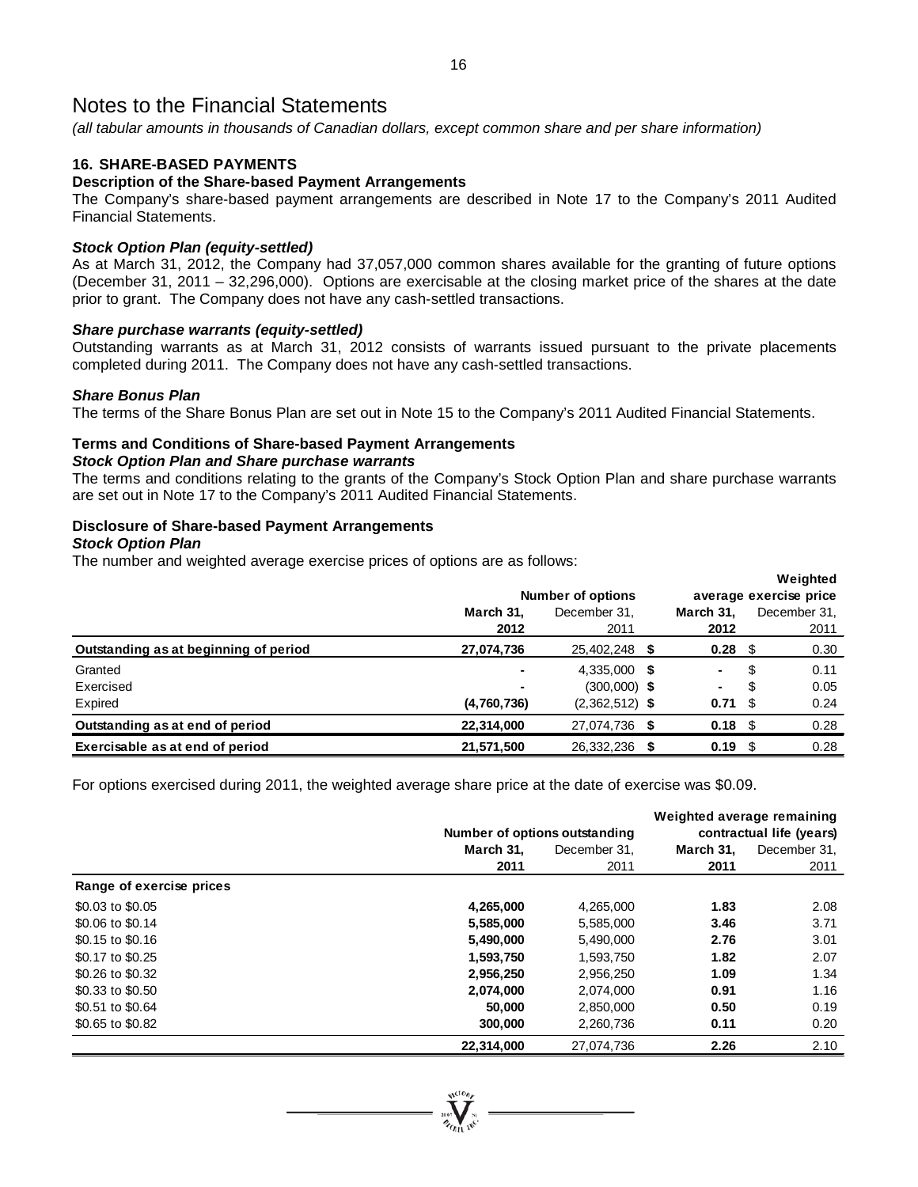# Notes to the Financial Statements

*(all tabular amounts in thousands of Canadian dollars, except common share and per share information)*

## 16. SHARE-BASED PAYMENTS

### Description of the Share-based Payment Arrangements

The Company's share-based payment arrangements are described in Note 17 to the Company's 2011 Audited Financial Statements.

***Stock Option Plan (equity-settled)***

As at March 31, 2012, the Company had 37,057,000 common shares available for the granting of future options (December 31, 2011 – 32,296,000). Options are exercisable at the closing market price of the shares at the date prior to grant. The Company does not have any cash-settled transactions.

***Share purchase warrants (equity-settled)***

Outstanding warrants as at March 31, 2012 consists of warrants issued pursuant to the private placements completed during 2011. The Company does not have any cash-settled transactions.

***Share Bonus Plan***

The terms of the Share Bonus Plan are set out in Note 15 to the Company's 2011 Audited Financial Statements.

### Terms and Conditions of Share-based Payment Arrangements

***Stock Option Plan and Share purchase warrants***

The terms and conditions relating to the grants of the Company's Stock Option Plan and share purchase warrants are set out in Note 17 to the Company's 2011 Audited Financial Statements.

### Disclosure of Share-based Payment Arrangements

***Stock Option Plan***

The number and weighted average exercise prices of options are as follows:

| | Number of options | | Weighted average exercise price | |
|---|---|---|---|---|
| | **March 31, 2012** | December 31, 2011 | **March 31, 2012** | December 31, 2011 |
| **Outstanding as at beginning of period** | **27,074,736** | 25,402,248 | **$ 0.28** | $ 0.30 |
| Granted | **-** | 4,335,000 | **$ -** | $ 0.11 |
| Exercised | **-** | (300,000) | **$ -** | $ 0.05 |
| Expired | **(4,760,736)** | (2,362,512) | **$ 0.71** | $ 0.24 |
| **Outstanding as at end of period** | **22,314,000** | 27,074,736 | **$ 0.18** | $ 0.28 |
| **Exercisable as at end of period** | **21,571,500** | 26,332,236 | **$ 0.19** | $ 0.28 |

For options exercised during 2011, the weighted average share price at the date of exercise was $0.09.

| | Number of options outstanding | | Weighted average remaining contractual life (years) | |
|---|---|---|---|---|
| | **March 31, 2011** | December 31, 2011 | **March 31, 2011** | December 31, 2011 |
| **Range of exercise prices** | | | | |
| \$0.03 to \$0.05 | **4,265,000** | 4,265,000 | **1.83** | 2.08 |
| \$0.06 to \$0.14 | **5,585,000** | 5,585,000 | **3.46** | 3.71 |
| \$0.15 to \$0.16 | **5,490,000** | 5,490,000 | **2.76** | 3.01 |
| \$0.17 to \$0.25 | **1,593,750** | 1,593,750 | **1.82** | 2.07 |
| \$0.26 to \$0.32 | **2,956,250** | 2,956,250 | **1.09** | 1.34 |
| \$0.33 to \$0.50 | **2,074,000** | 2,074,000 | **0.91** | 1.16 |
| \$0.51 to \$0.64 | **50,000** | 2,850,000 | **0.50** | 0.19 |
| \$0.65 to \$0.82 | **300,000** | 2,260,736 | **0.11** | 0.20 |
| | **22,314,000** | 27,074,736 | **2.26** | 2.10 |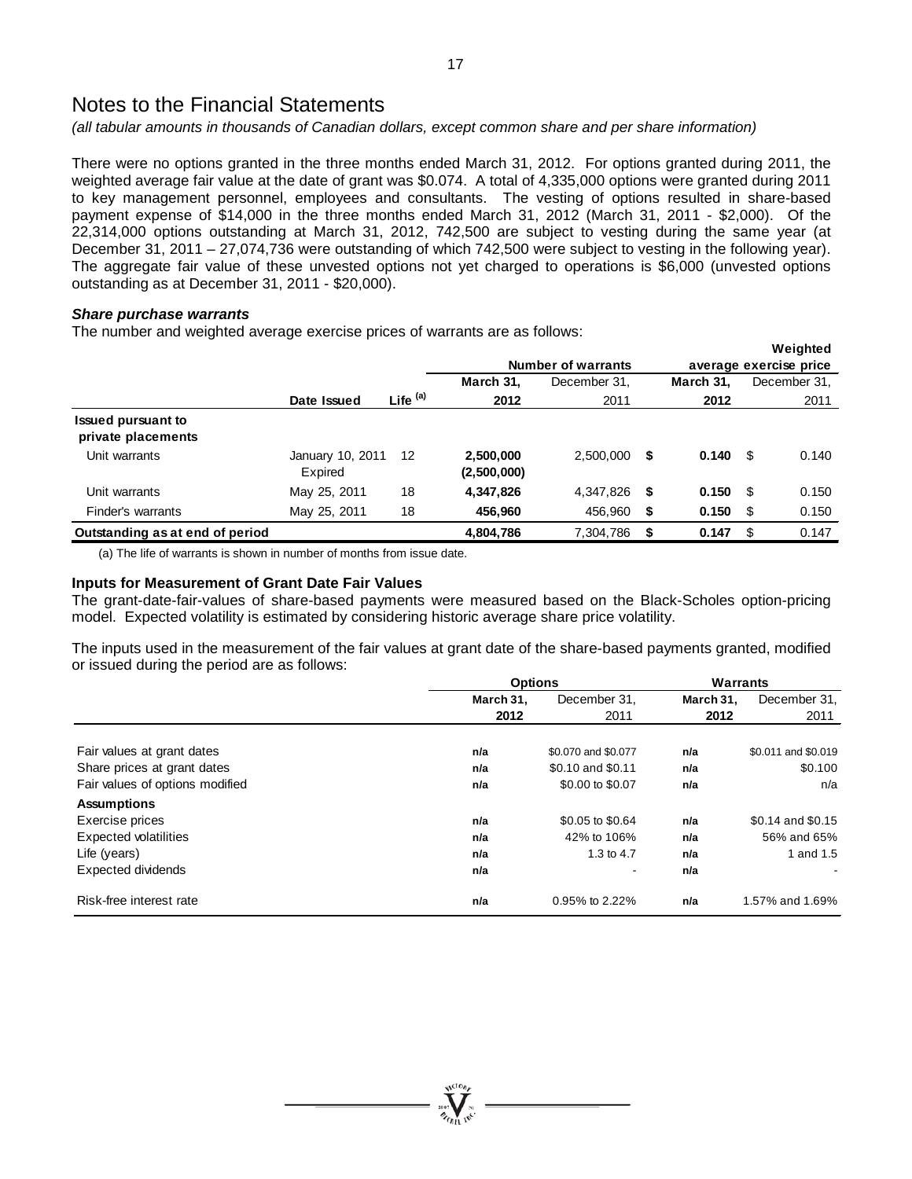# Notes to the Financial Statements

*(all tabular amounts in thousands of Canadian dollars, except common share and per share information)*

There were no options granted in the three months ended March 31, 2012. For options granted during 2011, the weighted average fair value at the date of grant was $0.074. A total of 4,335,000 options were granted during 2011 to key management personnel, employees and consultants. The vesting of options resulted in share-based payment expense of $14,000 in the three months ended March 31, 2012 (March 31, 2011 - $2,000). Of the 22,314,000 options outstanding at March 31, 2012, 742,500 are subject to vesting during the same year (at December 31, 2011 – 27,074,736 were outstanding of which 742,500 were subject to vesting in the following year). The aggregate fair value of these unvested options not yet charged to operations is $6,000 (unvested options outstanding as at December 31, 2011 - $20,000).

### *Share purchase warrants*

The number and weighted average exercise prices of warrants are as follows:

| | | | Number of warrants | | Weighted average exercise price | |
|---|---|---|---|---|---|---|
| | **Date Issued** | **Life (a)** | **March 31, 2012** | December 31, 2011 | **March 31, 2012** | December 31, 2011 |
| **Issued pursuant to private placements** | | | | | | |
| Unit warrants | January 10, 2011 | 12 | **2,500,000** | 2,500,000 | **$ 0.140** | $ 0.140 |
| | Expired | | **(2,500,000)** | | | |
| Unit warrants | May 25, 2011 | 18 | **4,347,826** | 4,347,826 | **$ 0.150** | $ 0.150 |
| Finder's warrants | May 25, 2011 | 18 | **456,960** | 456,960 | **$ 0.150** | $ 0.150 |
| **Outstanding as at end of period** | | | **4,804,786** | 7,304,786 | **$ 0.147** | $ 0.147 |

(a) The life of warrants is shown in number of months from issue date.

### Inputs for Measurement of Grant Date Fair Values

The grant-date-fair-values of share-based payments were measured based on the Black-Scholes option-pricing model. Expected volatility is estimated by considering historic average share price volatility.

The inputs used in the measurement of the fair values at grant date of the share-based payments granted, modified or issued during the period are as follows:

| | Options | | Warrants | |
|---|---|---|---|---|
| | **March 31, 2012** | December 31, 2011 | **March 31, 2012** | December 31, 2011 |
| Fair values at grant dates | **n/a** | $0.070 and $0.077 | **n/a** | $0.011 and $0.019 |
| Share prices at grant dates | **n/a** | $0.10 and $0.11 | **n/a** | $0.100 |
| Fair values of options modified | **n/a** | $0.00 to $0.07 | **n/a** | n/a |
| **Assumptions** | | | | |
| Exercise prices | **n/a** | $0.05 to $0.64 | **n/a** | $0.14 and $0.15 |
| Expected volatilities | **n/a** | 42% to 106% | **n/a** | 56% and 65% |
| Life (years) | **n/a** | 1.3 to 4.7 | **n/a** | 1 and 1.5 |
| Expected dividends | **n/a** | - | **n/a** | - |
| Risk-free interest rate | **n/a** | 0.95% to 2.22% | **n/a** | 1.57% and 1.69% |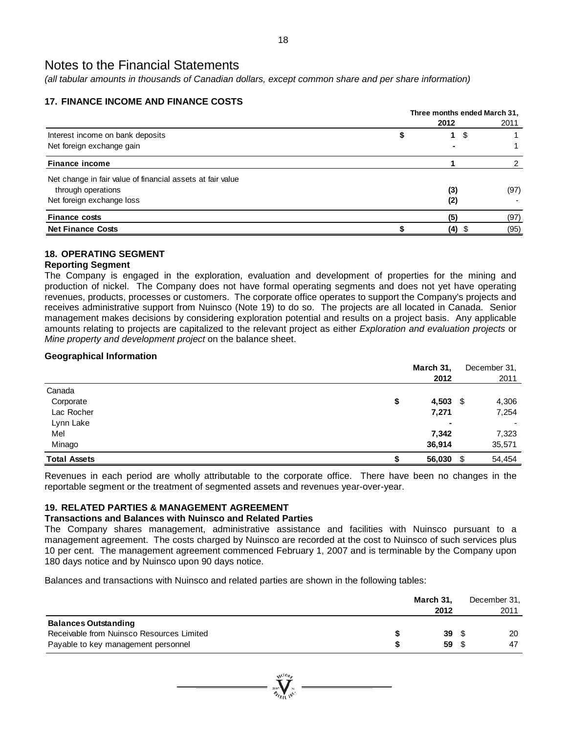# Notes to the Financial Statements

*(all tabular amounts in thousands of Canadian dollars, except common share and per share information)*

## 17. FINANCE INCOME AND FINANCE COSTS

| | Three months ended March 31, 2012 | 2011 |
|---|---|---|
| Interest income on bank deposits | **$ 1** | $ 1 |
| Net foreign exchange gain | **-** | 1 |
| **Finance income** | **1** | 2 |
| Net change in fair value of financial assets at fair value through operations | **(3)** | (97) |
| Net foreign exchange loss | **(2)** | - |
| **Finance costs** | **(5)** | (97) |
| **Net Finance Costs** | **$ (4)** | $ (95) |

## 18. OPERATING SEGMENT

### Reporting Segment

The Company is engaged in the exploration, evaluation and development of properties for the mining and production of nickel. The Company does not have formal operating segments and does not yet have operating revenues, products, processes or customers. The corporate office operates to support the Company's projects and receives administrative support from Nuinsco (Note 19) to do so. The projects are all located in Canada. Senior management makes decisions by considering exploration potential and results on a project basis. Any applicable amounts relating to projects are capitalized to the relevant project as either *Exploration and evaluation projects* or *Mine property and development project* on the balance sheet.

### Geographical Information

| | March 31, 2012 | December 31, 2011 |
|---|---|---|
| Canada | | |
| Corporate | **$ 4,503** | $ 4,306 |
| Lac Rocher | **7,271** | 7,254 |
| Lynn Lake | **-** | - |
| Mel | **7,342** | 7,323 |
| Minago | **36,914** | 35,571 |
| **Total Assets** | **$ 56,030** | $ 54,454 |

Revenues in each period are wholly attributable to the corporate office. There have been no changes in the reportable segment or the treatment of segmented assets and revenues year-over-year.

## 19. RELATED PARTIES & MANAGEMENT AGREEMENT

### Transactions and Balances with Nuinsco and Related Parties

The Company shares management, administrative assistance and facilities with Nuinsco pursuant to a management agreement. The costs charged by Nuinsco are recorded at the cost to Nuinsco of such services plus 10 per cent. The management agreement commenced February 1, 2007 and is terminable by the Company upon 180 days notice and by Nuinsco upon 90 days notice.

Balances and transactions with Nuinsco and related parties are shown in the following tables:

| | March 31, 2012 | December 31, 2011 |
|---|---|---|
| **Balances Outstanding** | | |
| Receivable from Nuinsco Resources Limited | **$ 39** | $ 20 |
| Payable to key management personnel | **$ 59** | $ 47 |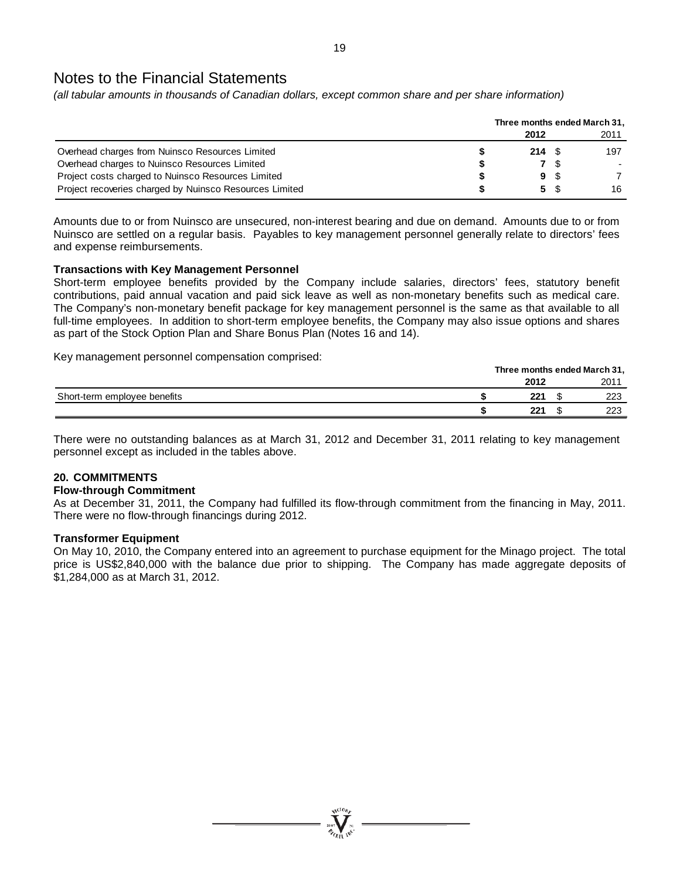# Notes to the Financial Statements

*(all tabular amounts in thousands of Canadian dollars, except common share and per share information)*

| | Three months ended March 31, | |
|---|---|---|
| | **2012** | 2011 |
| Overhead charges from Nuinsco Resources Limited | **$ 214** | $ 197 |
| Overhead charges to Nuinsco Resources Limited | **$ 7** | $ - |
| Project costs charged to Nuinsco Resources Limited | **$ 9** | $ 7 |
| Project recoveries charged by Nuinsco Resources Limited | **$ 5** | $ 16 |

Amounts due to or from Nuinsco are unsecured, non-interest bearing and due on demand. Amounts due to or from Nuinsco are settled on a regular basis. Payables to key management personnel generally relate to directors' fees and expense reimbursements.

**Transactions with Key Management Personnel**

Short-term employee benefits provided by the Company include salaries, directors' fees, statutory benefit contributions, paid annual vacation and paid sick leave as well as non-monetary benefits such as medical care. The Company's non-monetary benefit package for key management personnel is the same as that available to all full-time employees. In addition to short-term employee benefits, the Company may also issue options and shares as part of the Stock Option Plan and Share Bonus Plan (Notes 16 and 14).

Key management personnel compensation comprised:

| | Three months ended March 31, | |
|---|---|---|
| | **2012** | 2011 |
| Short-term employee benefits | **$ 221** | $ 223 |
| | **$ 221** | $ 223 |

There were no outstanding balances as at March 31, 2012 and December 31, 2011 relating to key management personnel except as included in the tables above.

## 20. COMMITMENTS

**Flow-through Commitment**

As at December 31, 2011, the Company had fulfilled its flow-through commitment from the financing in May, 2011. There were no flow-through financings during 2012.

**Transformer Equipment**

On May 10, 2010, the Company entered into an agreement to purchase equipment for the Minago project. The total price is US$2,840,000 with the balance due prior to shipping. The Company has made aggregate deposits of $1,284,000 as at March 31, 2012.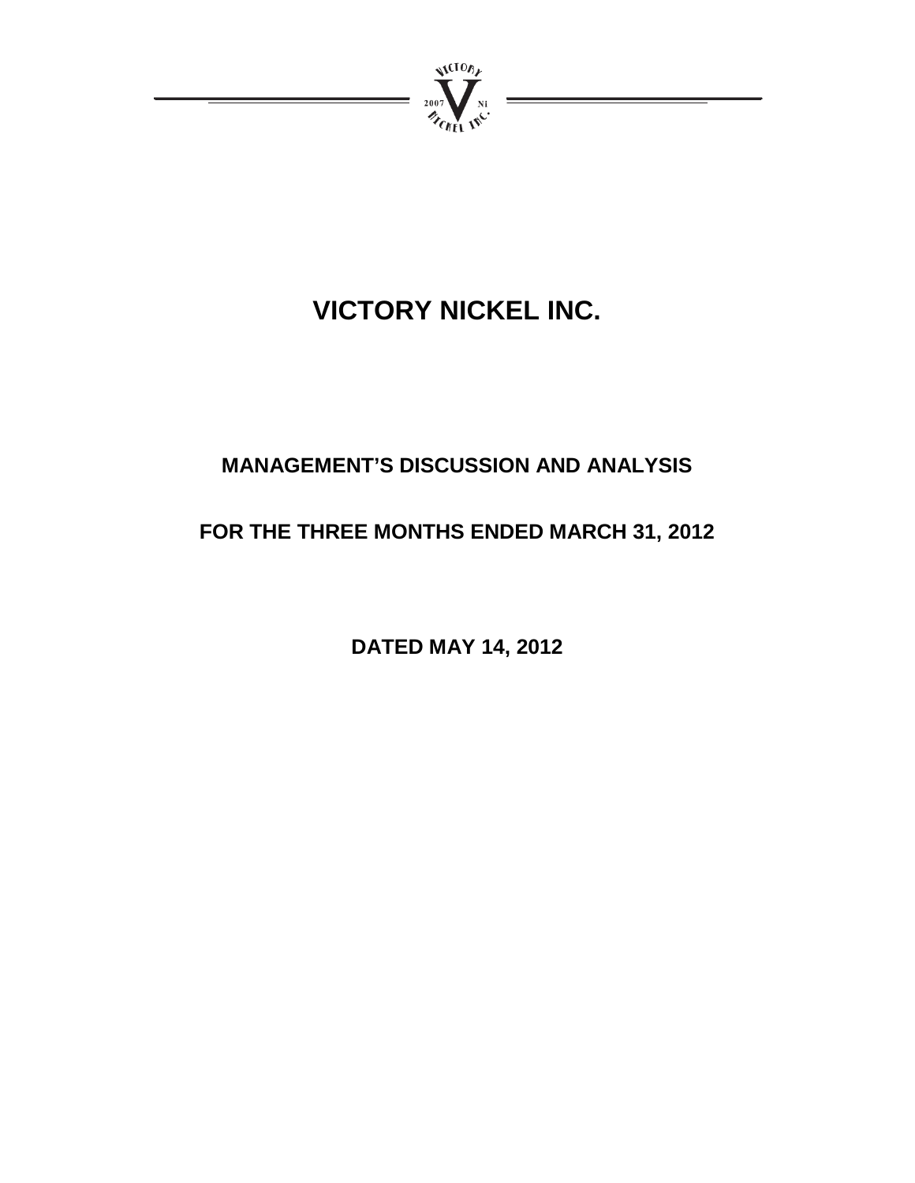# VICTORY NICKEL INC.

## MANAGEMENT'S DISCUSSION AND ANALYSIS

## FOR THE THREE MONTHS ENDED MARCH 31, 2012

**DATED MAY 14, 2012**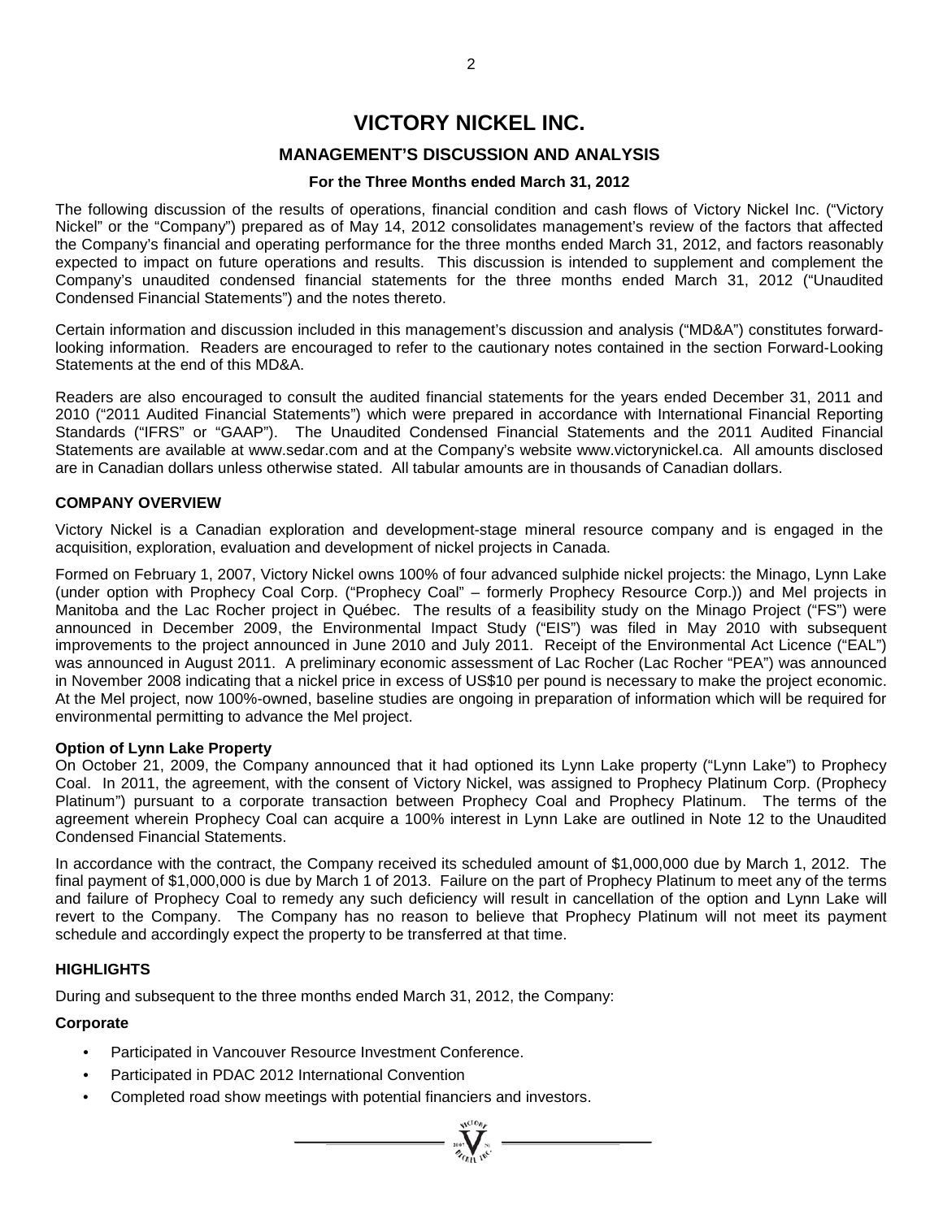# VICTORY NICKEL INC.

## MANAGEMENT'S DISCUSSION AND ANALYSIS

### For the Three Months ended March 31, 2012

The following discussion of the results of operations, financial condition and cash flows of Victory Nickel Inc. ("Victory Nickel" or the "Company") prepared as of May 14, 2012 consolidates management's review of the factors that affected the Company's financial and operating performance for the three months ended March 31, 2012, and factors reasonably expected to impact on future operations and results. This discussion is intended to supplement and complement the Company's unaudited condensed financial statements for the three months ended March 31, 2012 ("Unaudited Condensed Financial Statements") and the notes thereto.

Certain information and discussion included in this management's discussion and analysis ("MD&A") constitutes forward-looking information. Readers are encouraged to refer to the cautionary notes contained in the section Forward-Looking Statements at the end of this MD&A.

Readers are also encouraged to consult the audited financial statements for the years ended December 31, 2011 and 2010 ("2011 Audited Financial Statements") which were prepared in accordance with International Financial Reporting Standards ("IFRS" or "GAAP"). The Unaudited Condensed Financial Statements and the 2011 Audited Financial Statements are available at www.sedar.com and at the Company's website www.victorynickel.ca. All amounts disclosed are in Canadian dollars unless otherwise stated. All tabular amounts are in thousands of Canadian dollars.

**COMPANY OVERVIEW**

Victory Nickel is a Canadian exploration and development-stage mineral resource company and is engaged in the acquisition, exploration, evaluation and development of nickel projects in Canada.

Formed on February 1, 2007, Victory Nickel owns 100% of four advanced sulphide nickel projects: the Minago, Lynn Lake (under option with Prophecy Coal Corp. ("Prophecy Coal" – formerly Prophecy Resource Corp.)) and Mel projects in Manitoba and the Lac Rocher project in Québec. The results of a feasibility study on the Minago Project ("FS") were announced in December 2009, the Environmental Impact Study ("EIS") was filed in May 2010 with subsequent improvements to the project announced in June 2010 and July 2011. Receipt of the Environmental Act Licence ("EAL") was announced in August 2011. A preliminary economic assessment of Lac Rocher (Lac Rocher "PEA") was announced in November 2008 indicating that a nickel price in excess of US$10 per pound is necessary to make the project economic. At the Mel project, now 100%-owned, baseline studies are ongoing in preparation of information which will be required for environmental permitting to advance the Mel project.

**Option of Lynn Lake Property**

On October 21, 2009, the Company announced that it had optioned its Lynn Lake property ("Lynn Lake") to Prophecy Coal. In 2011, the agreement, with the consent of Victory Nickel, was assigned to Prophecy Platinum Corp. (Prophecy Platinum") pursuant to a corporate transaction between Prophecy Coal and Prophecy Platinum. The terms of the agreement wherein Prophecy Coal can acquire a 100% interest in Lynn Lake are outlined in Note 12 to the Unaudited Condensed Financial Statements.

In accordance with the contract, the Company received its scheduled amount of $1,000,000 due by March 1, 2012. The final payment of $1,000,000 is due by March 1 of 2013. Failure on the part of Prophecy Platinum to meet any of the terms and failure of Prophecy Coal to remedy any such deficiency will result in cancellation of the option and Lynn Lake will revert to the Company. The Company has no reason to believe that Prophecy Platinum will not meet its payment schedule and accordingly expect the property to be transferred at that time.

**HIGHLIGHTS**

During and subsequent to the three months ended March 31, 2012, the Company:

**Corporate**

- Participated in Vancouver Resource Investment Conference.
- Participated in PDAC 2012 International Convention
- Completed road show meetings with potential financiers and investors.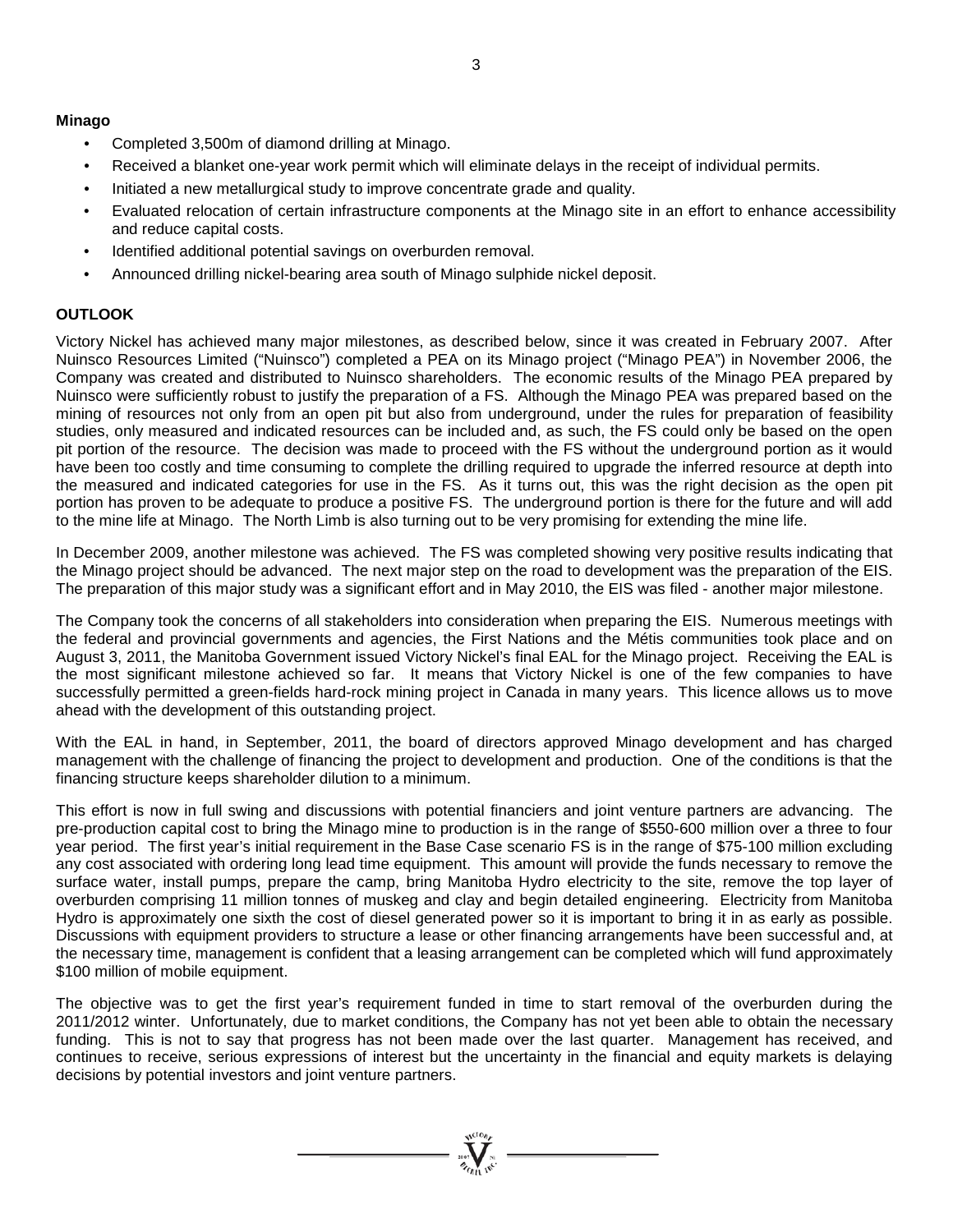**Minago**

- Completed 3,500m of diamond drilling at Minago.
- Received a blanket one-year work permit which will eliminate delays in the receipt of individual permits.
- Initiated a new metallurgical study to improve concentrate grade and quality.
- Evaluated relocation of certain infrastructure components at the Minago site in an effort to enhance accessibility and reduce capital costs.
- Identified additional potential savings on overburden removal.
- Announced drilling nickel-bearing area south of Minago sulphide nickel deposit.

## OUTLOOK

Victory Nickel has achieved many major milestones, as described below, since it was created in February 2007. After Nuinsco Resources Limited ("Nuinsco") completed a PEA on its Minago project ("Minago PEA") in November 2006, the Company was created and distributed to Nuinsco shareholders. The economic results of the Minago PEA prepared by Nuinsco were sufficiently robust to justify the preparation of a FS. Although the Minago PEA was prepared based on the mining of resources not only from an open pit but also from underground, under the rules for preparation of feasibility studies, only measured and indicated resources can be included and, as such, the FS could only be based on the open pit portion of the resource. The decision was made to proceed with the FS without the underground portion as it would have been too costly and time consuming to complete the drilling required to upgrade the inferred resource at depth into the measured and indicated categories for use in the FS. As it turns out, this was the right decision as the open pit portion has proven to be adequate to produce a positive FS. The underground portion is there for the future and will add to the mine life at Minago. The North Limb is also turning out to be very promising for extending the mine life.

In December 2009, another milestone was achieved. The FS was completed showing very positive results indicating that the Minago project should be advanced. The next major step on the road to development was the preparation of the EIS. The preparation of this major study was a significant effort and in May 2010, the EIS was filed - another major milestone.

The Company took the concerns of all stakeholders into consideration when preparing the EIS. Numerous meetings with the federal and provincial governments and agencies, the First Nations and the Métis communities took place and on August 3, 2011, the Manitoba Government issued Victory Nickel's final EAL for the Minago project. Receiving the EAL is the most significant milestone achieved so far. It means that Victory Nickel is one of the few companies to have successfully permitted a green-fields hard-rock mining project in Canada in many years. This licence allows us to move ahead with the development of this outstanding project.

With the EAL in hand, in September, 2011, the board of directors approved Minago development and has charged management with the challenge of financing the project to development and production. One of the conditions is that the financing structure keeps shareholder dilution to a minimum.

This effort is now in full swing and discussions with potential financiers and joint venture partners are advancing. The pre-production capital cost to bring the Minago mine to production is in the range of $550-600 million over a three to four year period. The first year's initial requirement in the Base Case scenario FS is in the range of $75-100 million excluding any cost associated with ordering long lead time equipment. This amount will provide the funds necessary to remove the surface water, install pumps, prepare the camp, bring Manitoba Hydro electricity to the site, remove the top layer of overburden comprising 11 million tonnes of muskeg and clay and begin detailed engineering. Electricity from Manitoba Hydro is approximately one sixth the cost of diesel generated power so it is important to bring it in as early as possible. Discussions with equipment providers to structure a lease or other financing arrangements have been successful and, at the necessary time, management is confident that a leasing arrangement can be completed which will fund approximately $100 million of mobile equipment.

The objective was to get the first year's requirement funded in time to start removal of the overburden during the 2011/2012 winter. Unfortunately, due to market conditions, the Company has not yet been able to obtain the necessary funding. This is not to say that progress has not been made over the last quarter. Management has received, and continues to receive, serious expressions of interest but the uncertainty in the financial and equity markets is delaying decisions by potential investors and joint venture partners.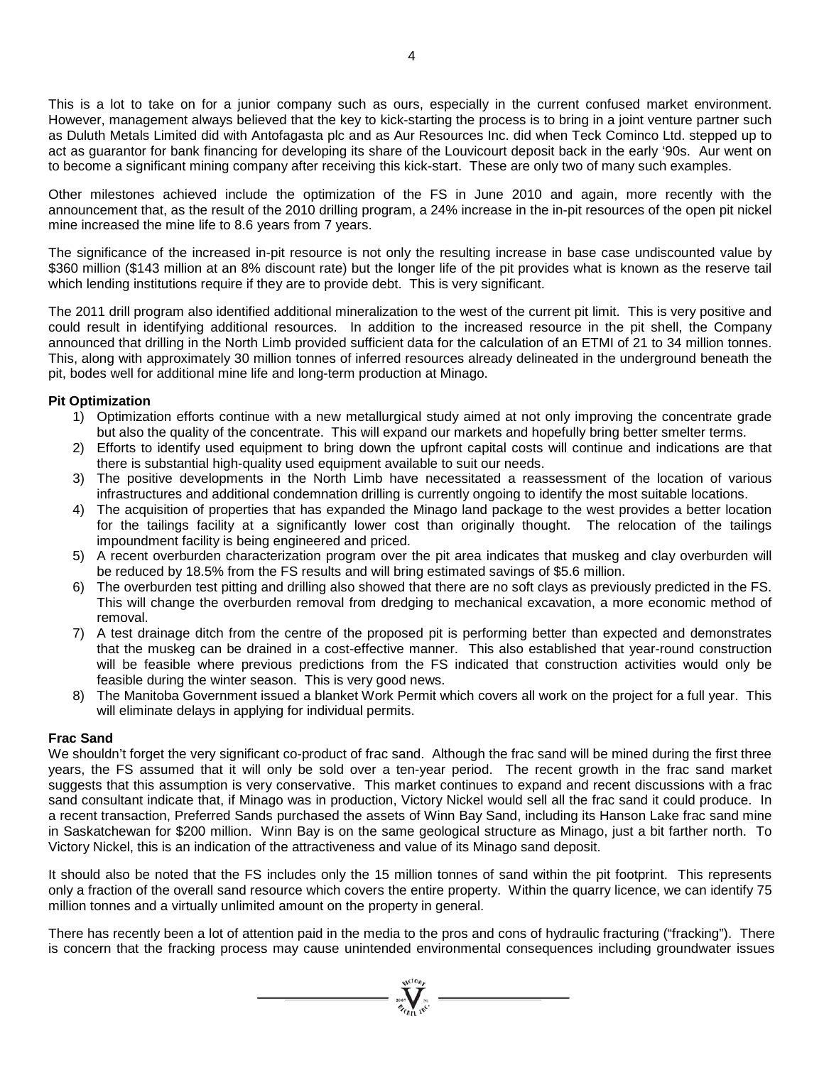This is a lot to take on for a junior company such as ours, especially in the current confused market environment. However, management always believed that the key to kick-starting the process is to bring in a joint venture partner such as Duluth Metals Limited did with Antofagasta plc and as Aur Resources Inc. did when Teck Cominco Ltd. stepped up to act as guarantor for bank financing for developing its share of the Louvicourt deposit back in the early '90s. Aur went on to become a significant mining company after receiving this kick-start. These are only two of many such examples.

Other milestones achieved include the optimization of the FS in June 2010 and again, more recently with the announcement that, as the result of the 2010 drilling program, a 24% increase in the in-pit resources of the open pit nickel mine increased the mine life to 8.6 years from 7 years.

The significance of the increased in-pit resource is not only the resulting increase in base case undiscounted value by \$360 million (\$143 million at an 8% discount rate) but the longer life of the pit provides what is known as the reserve tail which lending institutions require if they are to provide debt. This is very significant.

The 2011 drill program also identified additional mineralization to the west of the current pit limit. This is very positive and could result in identifying additional resources. In addition to the increased resource in the pit shell, the Company announced that drilling in the North Limb provided sufficient data for the calculation of an ETMI of 21 to 34 million tonnes. This, along with approximately 30 million tonnes of inferred resources already delineated in the underground beneath the pit, bodes well for additional mine life and long-term production at Minago.

**Pit Optimization**

1) Optimization efforts continue with a new metallurgical study aimed at not only improving the concentrate grade but also the quality of the concentrate. This will expand our markets and hopefully bring better smelter terms.
2) Efforts to identify used equipment to bring down the upfront capital costs will continue and indications are that there is substantial high-quality used equipment available to suit our needs.
3) The positive developments in the North Limb have necessitated a reassessment of the location of various infrastructures and additional condemnation drilling is currently ongoing to identify the most suitable locations.
4) The acquisition of properties that has expanded the Minago land package to the west provides a better location for the tailings facility at a significantly lower cost than originally thought. The relocation of the tailings impoundment facility is being engineered and priced.
5) A recent overburden characterization program over the pit area indicates that muskeg and clay overburden will be reduced by 18.5% from the FS results and will bring estimated savings of \$5.6 million.
6) The overburden test pitting and drilling also showed that there are no soft clays as previously predicted in the FS. This will change the overburden removal from dredging to mechanical excavation, a more economic method of removal.
7) A test drainage ditch from the centre of the proposed pit is performing better than expected and demonstrates that the muskeg can be drained in a cost-effective manner. This also established that year-round construction will be feasible where previous predictions from the FS indicated that construction activities would only be feasible during the winter season. This is very good news.
8) The Manitoba Government issued a blanket Work Permit which covers all work on the project for a full year. This will eliminate delays in applying for individual permits.

**Frac Sand**

We shouldn't forget the very significant co-product of frac sand. Although the frac sand will be mined during the first three years, the FS assumed that it will only be sold over a ten-year period. The recent growth in the frac sand market suggests that this assumption is very conservative. This market continues to expand and recent discussions with a frac sand consultant indicate that, if Minago was in production, Victory Nickel would sell all the frac sand it could produce. In a recent transaction, Preferred Sands purchased the assets of Winn Bay Sand, including its Hanson Lake frac sand mine in Saskatchewan for \$200 million. Winn Bay is on the same geological structure as Minago, just a bit farther north. To Victory Nickel, this is an indication of the attractiveness and value of its Minago sand deposit.

It should also be noted that the FS includes only the 15 million tonnes of sand within the pit footprint. This represents only a fraction of the overall sand resource which covers the entire property. Within the quarry licence, we can identify 75 million tonnes and a virtually unlimited amount on the property in general.

There has recently been a lot of attention paid in the media to the pros and cons of hydraulic fracturing ("fracking"). There is concern that the fracking process may cause unintended environmental consequences including groundwater issues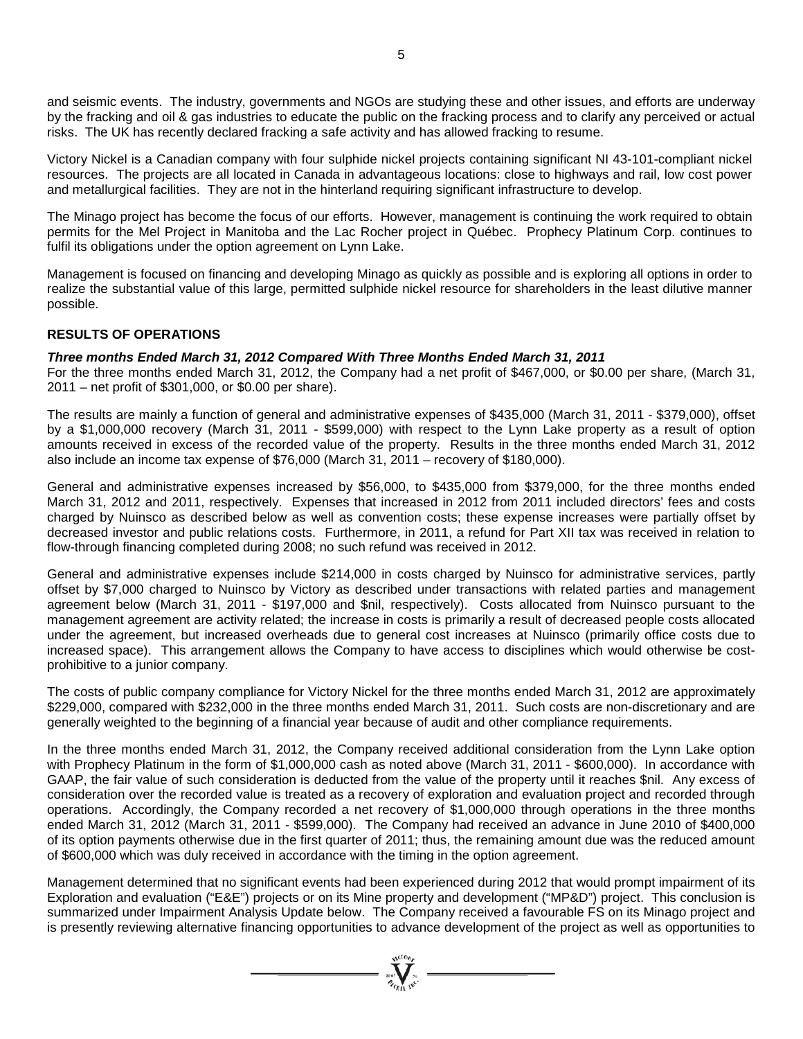and seismic events. The industry, governments and NGOs are studying these and other issues, and efforts are underway by the fracking and oil & gas industries to educate the public on the fracking process and to clarify any perceived or actual risks. The UK has recently declared fracking a safe activity and has allowed fracking to resume.

Victory Nickel is a Canadian company with four sulphide nickel projects containing significant NI 43-101-compliant nickel resources. The projects are all located in Canada in advantageous locations: close to highways and rail, low cost power and metallurgical facilities. They are not in the hinterland requiring significant infrastructure to develop.

The Minago project has become the focus of our efforts. However, management is continuing the work required to obtain permits for the Mel Project in Manitoba and the Lac Rocher project in Québec. Prophecy Platinum Corp. continues to fulfil its obligations under the option agreement on Lynn Lake.

Management is focused on financing and developing Minago as quickly as possible and is exploring all options in order to realize the substantial value of this large, permitted sulphide nickel resource for shareholders in the least dilutive manner possible.

## RESULTS OF OPERATIONS

***Three months Ended March 31, 2012 Compared With Three Months Ended March 31, 2011***

For the three months ended March 31, 2012, the Company had a net profit of $467,000, or $0.00 per share, (March 31, 2011 – net profit of $301,000, or $0.00 per share).

The results are mainly a function of general and administrative expenses of $435,000 (March 31, 2011 - $379,000), offset by a $1,000,000 recovery (March 31, 2011 - $599,000) with respect to the Lynn Lake property as a result of option amounts received in excess of the recorded value of the property. Results in the three months ended March 31, 2012 also include an income tax expense of $76,000 (March 31, 2011 – recovery of $180,000).

General and administrative expenses increased by $56,000, to $435,000 from $379,000, for the three months ended March 31, 2012 and 2011, respectively. Expenses that increased in 2012 from 2011 included directors' fees and costs charged by Nuinsco as described below as well as convention costs; these expense increases were partially offset by decreased investor and public relations costs. Furthermore, in 2011, a refund for Part XII tax was received in relation to flow-through financing completed during 2008; no such refund was received in 2012.

General and administrative expenses include $214,000 in costs charged by Nuinsco for administrative services, partly offset by $7,000 charged to Nuinsco by Victory as described under transactions with related parties and management agreement below (March 31, 2011 - $197,000 and $nil, respectively). Costs allocated from Nuinsco pursuant to the management agreement are activity related; the increase in costs is primarily a result of decreased people costs allocated under the agreement, but increased overheads due to general cost increases at Nuinsco (primarily office costs due to increased space). This arrangement allows the Company to have access to disciplines which would otherwise be cost-prohibitive to a junior company.

The costs of public company compliance for Victory Nickel for the three months ended March 31, 2012 are approximately $229,000, compared with $232,000 in the three months ended March 31, 2011. Such costs are non-discretionary and are generally weighted to the beginning of a financial year because of audit and other compliance requirements.

In the three months ended March 31, 2012, the Company received additional consideration from the Lynn Lake option with Prophecy Platinum in the form of $1,000,000 cash as noted above (March 31, 2011 - $600,000). In accordance with GAAP, the fair value of such consideration is deducted from the value of the property until it reaches $nil. Any excess of consideration over the recorded value is treated as a recovery of exploration and evaluation project and recorded through operations. Accordingly, the Company recorded a net recovery of $1,000,000 through operations in the three months ended March 31, 2012 (March 31, 2011 - $599,000). The Company had received an advance in June 2010 of $400,000 of its option payments otherwise due in the first quarter of 2011; thus, the remaining amount due was the reduced amount of $600,000 which was duly received in accordance with the timing in the option agreement.

Management determined that no significant events had been experienced during 2012 that would prompt impairment of its Exploration and evaluation ("E&E") projects or on its Mine property and development ("MP&D") project. This conclusion is summarized under Impairment Analysis Update below. The Company received a favourable FS on its Minago project and is presently reviewing alternative financing opportunities to advance development of the project as well as opportunities to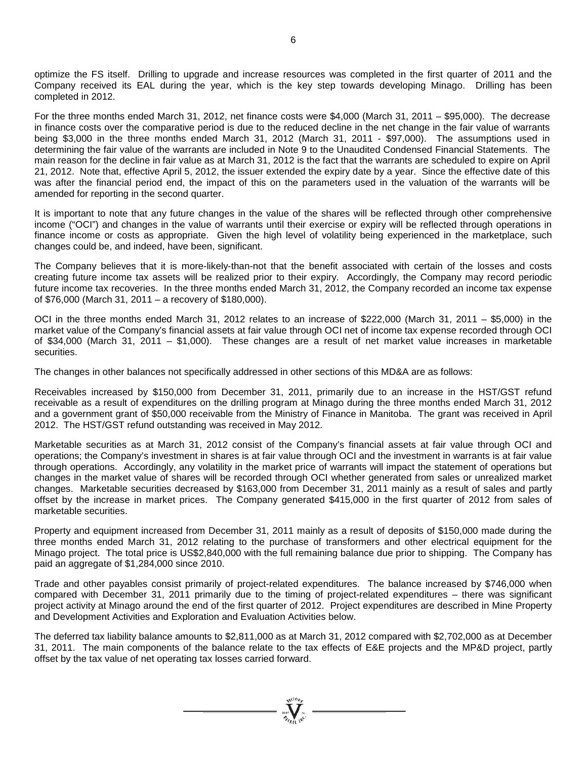optimize the FS itself. Drilling to upgrade and increase resources was completed in the first quarter of 2011 and the Company received its EAL during the year, which is the key step towards developing Minago. Drilling has been completed in 2012.

For the three months ended March 31, 2012, net finance costs were $4,000 (March 31, 2011 – $95,000). The decrease in finance costs over the comparative period is due to the reduced decline in the net change in the fair value of warrants being $3,000 in the three months ended March 31, 2012 (March 31, 2011 - $97,000). The assumptions used in determining the fair value of the warrants are included in Note 9 to the Unaudited Condensed Financial Statements. The main reason for the decline in fair value as at March 31, 2012 is the fact that the warrants are scheduled to expire on April 21, 2012. Note that, effective April 5, 2012, the issuer extended the expiry date by a year. Since the effective date of this was after the financial period end, the impact of this on the parameters used in the valuation of the warrants will be amended for reporting in the second quarter.

It is important to note that any future changes in the value of the shares will be reflected through other comprehensive income ("OCI") and changes in the value of warrants until their exercise or expiry will be reflected through operations in finance income or costs as appropriate. Given the high level of volatility being experienced in the marketplace, such changes could be, and indeed, have been, significant.

The Company believes that it is more-likely-than-not that the benefit associated with certain of the losses and costs creating future income tax assets will be realized prior to their expiry. Accordingly, the Company may record periodic future income tax recoveries. In the three months ended March 31, 2012, the Company recorded an income tax expense of $76,000 (March 31, 2011 – a recovery of $180,000).

OCI in the three months ended March 31, 2012 relates to an increase of $222,000 (March 31, 2011 – $5,000) in the market value of the Company's financial assets at fair value through OCI net of income tax expense recorded through OCI of $34,000 (March 31, 2011 – $1,000). These changes are a result of net market value increases in marketable securities.

The changes in other balances not specifically addressed in other sections of this MD&A are as follows:

Receivables increased by $150,000 from December 31, 2011, primarily due to an increase in the HST/GST refund receivable as a result of expenditures on the drilling program at Minago during the three months ended March 31, 2012 and a government grant of $50,000 receivable from the Ministry of Finance in Manitoba. The grant was received in April 2012. The HST/GST refund outstanding was received in May 2012.

Marketable securities as at March 31, 2012 consist of the Company's financial assets at fair value through OCI and operations; the Company's investment in shares is at fair value through OCI and the investment in warrants is at fair value through operations. Accordingly, any volatility in the market price of warrants will impact the statement of operations but changes in the market value of shares will be recorded through OCI whether generated from sales or unrealized market changes. Marketable securities decreased by $163,000 from December 31, 2011 mainly as a result of sales and partly offset by the increase in market prices. The Company generated $415,000 in the first quarter of 2012 from sales of marketable securities.

Property and equipment increased from December 31, 2011 mainly as a result of deposits of $150,000 made during the three months ended March 31, 2012 relating to the purchase of transformers and other electrical equipment for the Minago project. The total price is US$2,840,000 with the full remaining balance due prior to shipping. The Company has paid an aggregate of $1,284,000 since 2010.

Trade and other payables consist primarily of project-related expenditures. The balance increased by $746,000 when compared with December 31, 2011 primarily due to the timing of project-related expenditures – there was significant project activity at Minago around the end of the first quarter of 2012. Project expenditures are described in Mine Property and Development Activities and Exploration and Evaluation Activities below.

The deferred tax liability balance amounts to $2,811,000 as at March 31, 2012 compared with $2,702,000 as at December 31, 2011. The main components of the balance relate to the tax effects of E&E projects and the MP&D project, partly offset by the tax value of net operating tax losses carried forward.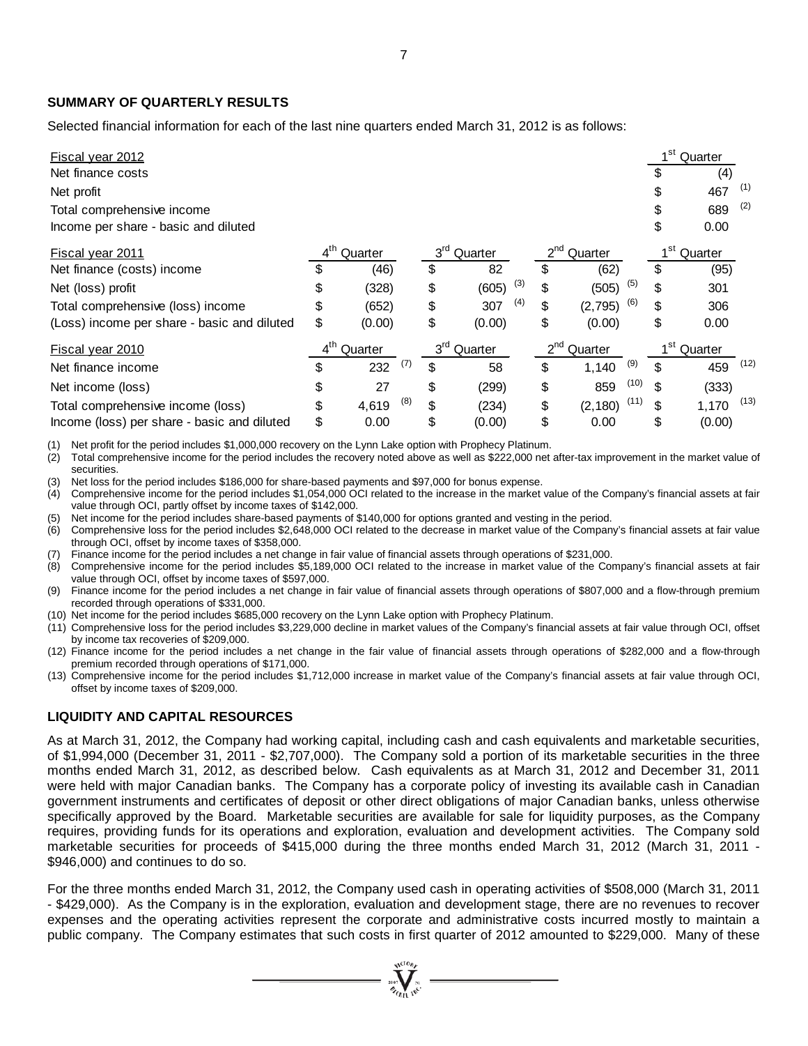## SUMMARY OF QUARTERLY RESULTS

Selected financial information for each of the last nine quarters ended March 31, 2012 is as follows:

| Fiscal year 2012 | | | | 1st Quarter |
|---|---|---|---|---|
| Net finance costs | | | | $ (4) |
| Net profit | | | | $ 467 (1) |
| Total comprehensive income | | | | $ 689 (2) |
| Income per share - basic and diluted | | | | $ 0.00 |

| Fiscal year 2011 | 4th Quarter | 3rd Quarter | 2nd Quarter | 1st Quarter |
|---|---|---|---|---|
| Net finance (costs) income | $ (46) | $ 82 | $ (62) | $ (95) |
| Net (loss) profit | $ (328) | $ (605) (3) | $ (505) (5) | $ 301 |
| Total comprehensive (loss) income | $ (652) | $ 307 (4) | $ (2,795) (6) | $ 306 |
| (Loss) income per share - basic and diluted | $ (0.00) | $ (0.00) | $ (0.00) | $ 0.00 |

| Fiscal year 2010 | 4th Quarter | 3rd Quarter | 2nd Quarter | 1st Quarter |
|---|---|---|---|---|
| Net finance income | $ 232 (7) | $ 58 | $ 1,140 (9) | $ 459 (12) |
| Net income (loss) | $ 27 | $ (299) | $ 859 (10) | $ (333) |
| Total comprehensive income (loss) | $ 4,619 (8) | $ (234) | $ (2,180) (11) | $ 1,170 (13) |
| Income (loss) per share - basic and diluted | $ 0.00 | $ (0.00) | $ 0.00 | $ (0.00) |

(1) Net profit for the period includes $1,000,000 recovery on the Lynn Lake option with Prophecy Platinum.
(2) Total comprehensive income for the period includes the recovery noted above as well as $222,000 net after-tax improvement in the market value of securities.
(3) Net loss for the period includes $186,000 for share-based payments and $97,000 for bonus expense.
(4) Comprehensive income for the period includes $1,054,000 OCI related to the increase in the market value of the Company's financial assets at fair value through OCI, partly offset by income taxes of $142,000.
(5) Net income for the period includes share-based payments of $140,000 for options granted and vesting in the period.
(6) Comprehensive loss for the period includes $2,648,000 OCI related to the decrease in market value of the Company's financial assets at fair value through OCI, offset by income taxes of $358,000.
(7) Finance income for the period includes a net change in fair value of financial assets through operations of $231,000.
(8) Comprehensive income for the period includes $5,189,000 OCI related to the increase in market value of the Company's financial assets at fair value through OCI, offset by income taxes of $597,000.
(9) Finance income for the period includes a net change in fair value of financial assets through operations of $807,000 and a flow-through premium recorded through operations of $331,000.
(10) Net income for the period includes $685,000 recovery on the Lynn Lake option with Prophecy Platinum.
(11) Comprehensive loss for the period includes $3,229,000 decline in market values of the Company's financial assets at fair value through OCI, offset by income tax recoveries of $209,000.
(12) Finance income for the period includes a net change in the fair value of financial assets through operations of $282,000 and a flow-through premium recorded through operations of $171,000.
(13) Comprehensive income for the period includes $1,712,000 increase in market value of the Company's financial assets at fair value through OCI, offset by income taxes of $209,000.

## LIQUIDITY AND CAPITAL RESOURCES

As at March 31, 2012, the Company had working capital, including cash and cash equivalents and marketable securities, of $1,994,000 (December 31, 2011 - $2,707,000). The Company sold a portion of its marketable securities in the three months ended March 31, 2012, as described below. Cash equivalents as at March 31, 2012 and December 31, 2011 were held with major Canadian banks. The Company has a corporate policy of investing its available cash in Canadian government instruments and certificates of deposit or other direct obligations of major Canadian banks, unless otherwise specifically approved by the Board. Marketable securities are available for sale for liquidity purposes, as the Company requires, providing funds for its operations and exploration, evaluation and development activities. The Company sold marketable securities for proceeds of $415,000 during the three months ended March 31, 2012 (March 31, 2011 - $946,000) and continues to do so.

For the three months ended March 31, 2012, the Company used cash in operating activities of $508,000 (March 31, 2011 - $429,000). As the Company is in the exploration, evaluation and development stage, there are no revenues to recover expenses and the operating activities represent the corporate and administrative costs incurred mostly to maintain a public company. The Company estimates that such costs in first quarter of 2012 amounted to $229,000. Many of these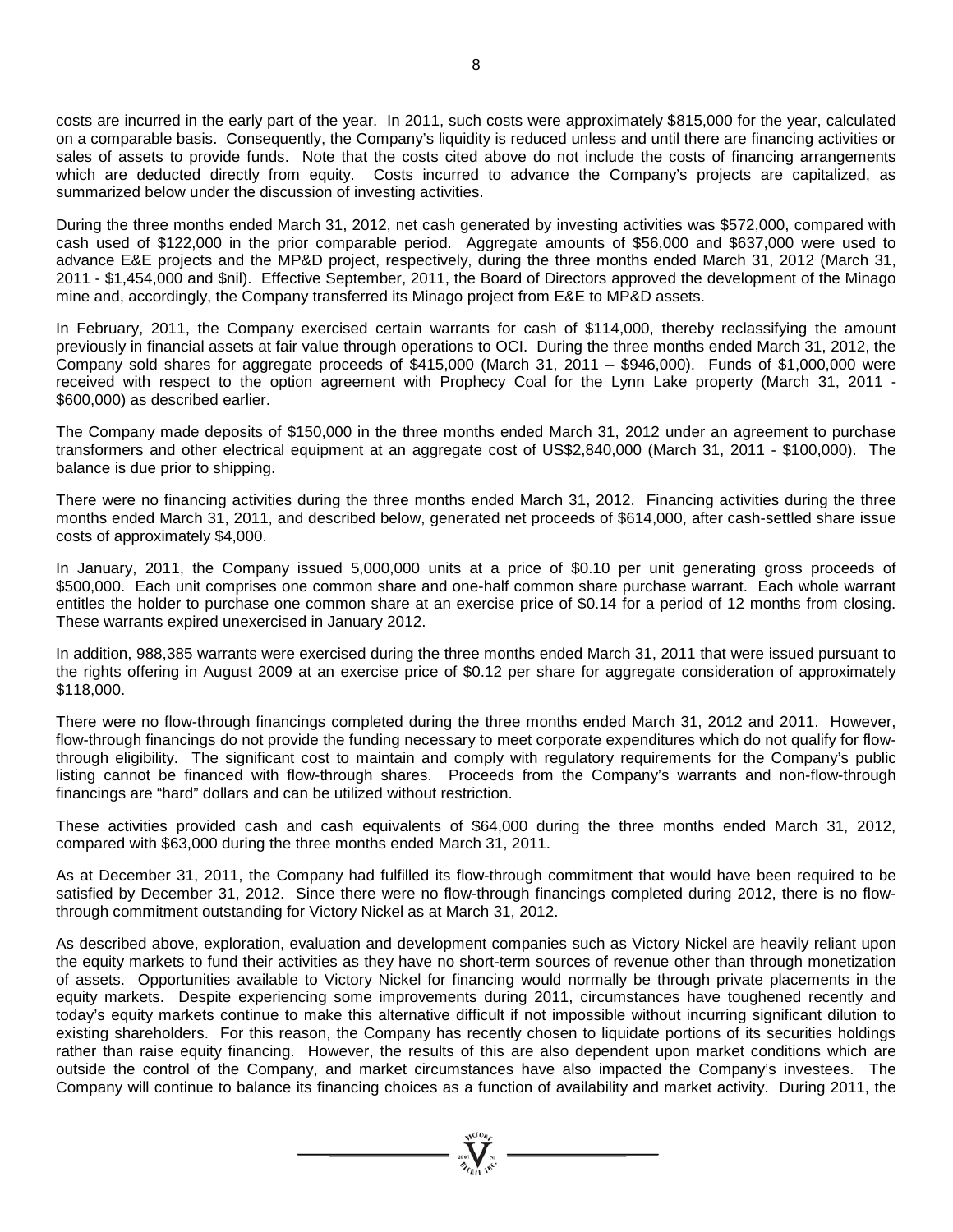costs are incurred in the early part of the year. In 2011, such costs were approximately $815,000 for the year, calculated on a comparable basis. Consequently, the Company's liquidity is reduced unless and until there are financing activities or sales of assets to provide funds. Note that the costs cited above do not include the costs of financing arrangements which are deducted directly from equity. Costs incurred to advance the Company's projects are capitalized, as summarized below under the discussion of investing activities.

During the three months ended March 31, 2012, net cash generated by investing activities was $572,000, compared with cash used of $122,000 in the prior comparable period. Aggregate amounts of $56,000 and $637,000 were used to advance E&E projects and the MP&D project, respectively, during the three months ended March 31, 2012 (March 31, 2011 - $1,454,000 and $nil). Effective September, 2011, the Board of Directors approved the development of the Minago mine and, accordingly, the Company transferred its Minago project from E&E to MP&D assets.

In February, 2011, the Company exercised certain warrants for cash of $114,000, thereby reclassifying the amount previously in financial assets at fair value through operations to OCI. During the three months ended March 31, 2012, the Company sold shares for aggregate proceeds of $415,000 (March 31, 2011 – $946,000). Funds of $1,000,000 were received with respect to the option agreement with Prophecy Coal for the Lynn Lake property (March 31, 2011 - $600,000) as described earlier.

The Company made deposits of $150,000 in the three months ended March 31, 2012 under an agreement to purchase transformers and other electrical equipment at an aggregate cost of US$2,840,000 (March 31, 2011 - $100,000). The balance is due prior to shipping.

There were no financing activities during the three months ended March 31, 2012. Financing activities during the three months ended March 31, 2011, and described below, generated net proceeds of $614,000, after cash-settled share issue costs of approximately $4,000.

In January, 2011, the Company issued 5,000,000 units at a price of $0.10 per unit generating gross proceeds of $500,000. Each unit comprises one common share and one-half common share purchase warrant. Each whole warrant entitles the holder to purchase one common share at an exercise price of $0.14 for a period of 12 months from closing. These warrants expired unexercised in January 2012.

In addition, 988,385 warrants were exercised during the three months ended March 31, 2011 that were issued pursuant to the rights offering in August 2009 at an exercise price of $0.12 per share for aggregate consideration of approximately $118,000.

There were no flow-through financings completed during the three months ended March 31, 2012 and 2011. However, flow-through financings do not provide the funding necessary to meet corporate expenditures which do not qualify for flow-through eligibility. The significant cost to maintain and comply with regulatory requirements for the Company's public listing cannot be financed with flow-through shares. Proceeds from the Company's warrants and non-flow-through financings are "hard" dollars and can be utilized without restriction.

These activities provided cash and cash equivalents of $64,000 during the three months ended March 31, 2012, compared with $63,000 during the three months ended March 31, 2011.

As at December 31, 2011, the Company had fulfilled its flow-through commitment that would have been required to be satisfied by December 31, 2012. Since there were no flow-through financings completed during 2012, there is no flow-through commitment outstanding for Victory Nickel as at March 31, 2012.

As described above, exploration, evaluation and development companies such as Victory Nickel are heavily reliant upon the equity markets to fund their activities as they have no short-term sources of revenue other than through monetization of assets. Opportunities available to Victory Nickel for financing would normally be through private placements in the equity markets. Despite experiencing some improvements during 2011, circumstances have toughened recently and today's equity markets continue to make this alternative difficult if not impossible without incurring significant dilution to existing shareholders. For this reason, the Company has recently chosen to liquidate portions of its securities holdings rather than raise equity financing. However, the results of this are also dependent upon market conditions which are outside the control of the Company, and market circumstances have also impacted the Company's investees. The Company will continue to balance its financing choices as a function of availability and market activity. During 2011, the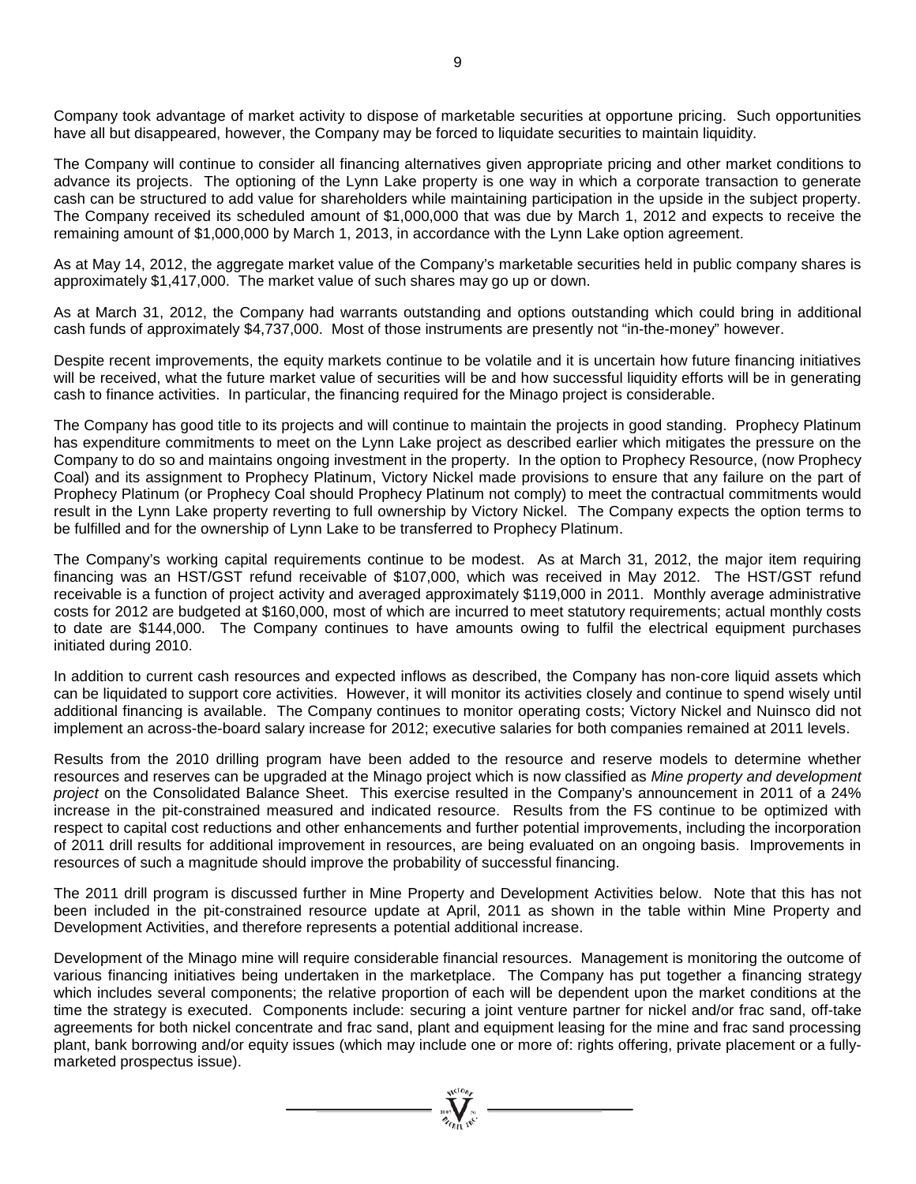Company took advantage of market activity to dispose of marketable securities at opportune pricing. Such opportunities have all but disappeared, however, the Company may be forced to liquidate securities to maintain liquidity.

The Company will continue to consider all financing alternatives given appropriate pricing and other market conditions to advance its projects. The optioning of the Lynn Lake property is one way in which a corporate transaction to generate cash can be structured to add value for shareholders while maintaining participation in the upside in the subject property. The Company received its scheduled amount of $1,000,000 that was due by March 1, 2012 and expects to receive the remaining amount of $1,000,000 by March 1, 2013, in accordance with the Lynn Lake option agreement.

As at May 14, 2012, the aggregate market value of the Company's marketable securities held in public company shares is approximately $1,417,000. The market value of such shares may go up or down.

As at March 31, 2012, the Company had warrants outstanding and options outstanding which could bring in additional cash funds of approximately $4,737,000. Most of those instruments are presently not "in-the-money" however.

Despite recent improvements, the equity markets continue to be volatile and it is uncertain how future financing initiatives will be received, what the future market value of securities will be and how successful liquidity efforts will be in generating cash to finance activities. In particular, the financing required for the Minago project is considerable.

The Company has good title to its projects and will continue to maintain the projects in good standing. Prophecy Platinum has expenditure commitments to meet on the Lynn Lake project as described earlier which mitigates the pressure on the Company to do so and maintains ongoing investment in the property. In the option to Prophecy Resource, (now Prophecy Coal) and its assignment to Prophecy Platinum, Victory Nickel made provisions to ensure that any failure on the part of Prophecy Platinum (or Prophecy Coal should Prophecy Platinum not comply) to meet the contractual commitments would result in the Lynn Lake property reverting to full ownership by Victory Nickel. The Company expects the option terms to be fulfilled and for the ownership of Lynn Lake to be transferred to Prophecy Platinum.

The Company's working capital requirements continue to be modest. As at March 31, 2012, the major item requiring financing was an HST/GST refund receivable of $107,000, which was received in May 2012. The HST/GST refund receivable is a function of project activity and averaged approximately $119,000 in 2011. Monthly average administrative costs for 2012 are budgeted at $160,000, most of which are incurred to meet statutory requirements; actual monthly costs to date are $144,000. The Company continues to have amounts owing to fulfil the electrical equipment purchases initiated during 2010.

In addition to current cash resources and expected inflows as described, the Company has non-core liquid assets which can be liquidated to support core activities. However, it will monitor its activities closely and continue to spend wisely until additional financing is available. The Company continues to monitor operating costs; Victory Nickel and Nuinsco did not implement an across-the-board salary increase for 2012; executive salaries for both companies remained at 2011 levels.

Results from the 2010 drilling program have been added to the resource and reserve models to determine whether resources and reserves can be upgraded at the Minago project which is now classified as *Mine property and development project* on the Consolidated Balance Sheet. This exercise resulted in the Company's announcement in 2011 of a 24% increase in the pit-constrained measured and indicated resource. Results from the FS continue to be optimized with respect to capital cost reductions and other enhancements and further potential improvements, including the incorporation of 2011 drill results for additional improvement in resources, are being evaluated on an ongoing basis. Improvements in resources of such a magnitude should improve the probability of successful financing.

The 2011 drill program is discussed further in Mine Property and Development Activities below. Note that this has not been included in the pit-constrained resource update at April, 2011 as shown in the table within Mine Property and Development Activities, and therefore represents a potential additional increase.

Development of the Minago mine will require considerable financial resources. Management is monitoring the outcome of various financing initiatives being undertaken in the marketplace. The Company has put together a financing strategy which includes several components; the relative proportion of each will be dependent upon the market conditions at the time the strategy is executed. Components include: securing a joint venture partner for nickel and/or frac sand, off-take agreements for both nickel concentrate and frac sand, plant and equipment leasing for the mine and frac sand processing plant, bank borrowing and/or equity issues (which may include one or more of: rights offering, private placement or a fully-marketed prospectus issue).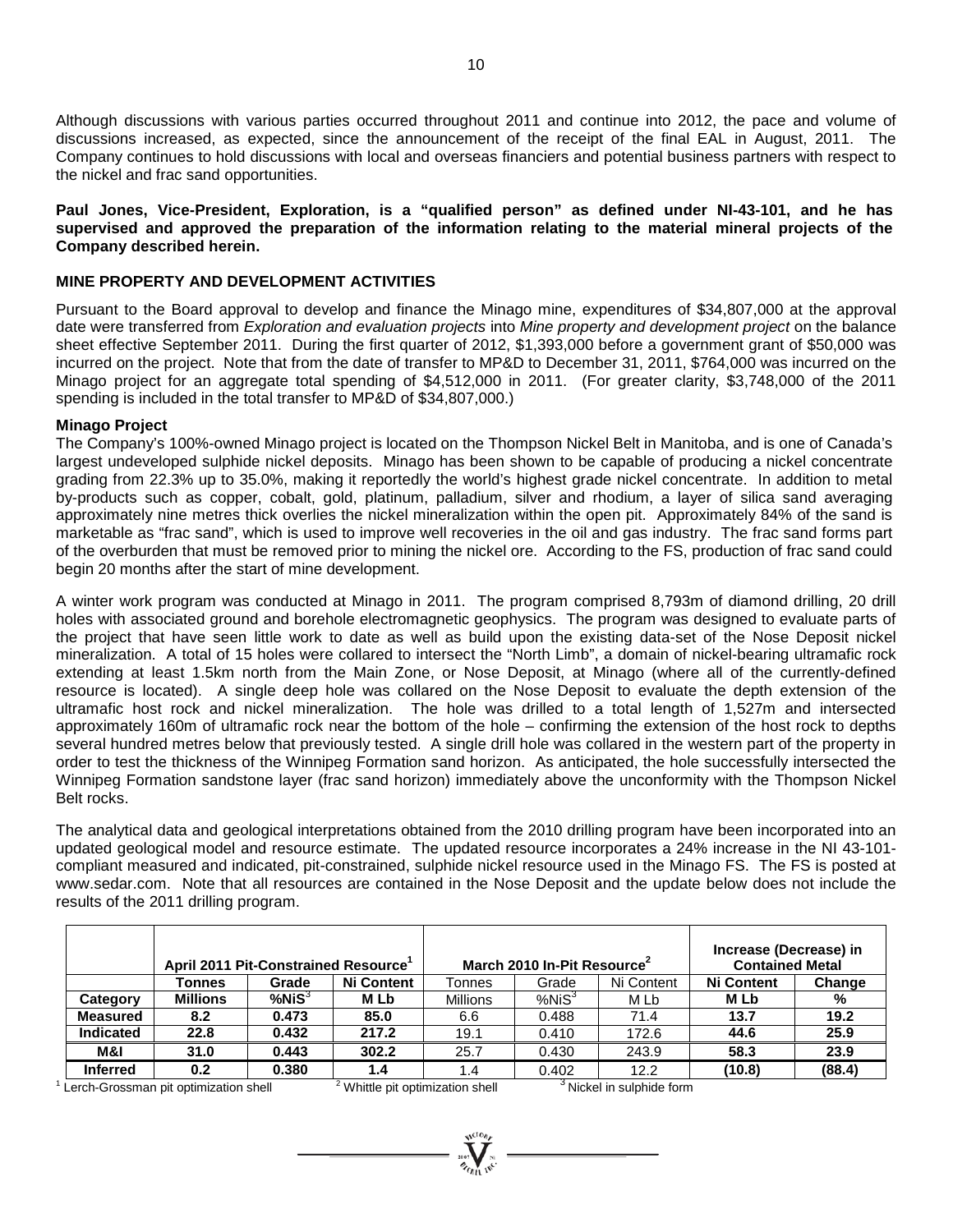Although discussions with various parties occurred throughout 2011 and continue into 2012, the pace and volume of discussions increased, as expected, since the announcement of the receipt of the final EAL in August, 2011. The Company continues to hold discussions with local and overseas financiers and potential business partners with respect to the nickel and frac sand opportunities.

**Paul Jones, Vice-President, Exploration, is a "qualified person" as defined under NI-43-101, and he has supervised and approved the preparation of the information relating to the material mineral projects of the Company described herein.**

## MINE PROPERTY AND DEVELOPMENT ACTIVITIES

Pursuant to the Board approval to develop and finance the Minago mine, expenditures of $34,807,000 at the approval date were transferred from *Exploration and evaluation projects* into *Mine property and development project* on the balance sheet effective September 2011. During the first quarter of 2012, $1,393,000 before a government grant of $50,000 was incurred on the project. Note that from the date of transfer to MP&D to December 31, 2011, $764,000 was incurred on the Minago project for an aggregate total spending of $4,512,000 in 2011. (For greater clarity, $3,748,000 of the 2011 spending is included in the total transfer to MP&D of $34,807,000.)

### Minago Project

The Company's 100%-owned Minago project is located on the Thompson Nickel Belt in Manitoba, and is one of Canada's largest undeveloped sulphide nickel deposits. Minago has been shown to be capable of producing a nickel concentrate grading from 22.3% up to 35.0%, making it reportedly the world's highest grade nickel concentrate. In addition to metal by-products such as copper, cobalt, gold, platinum, palladium, silver and rhodium, a layer of silica sand averaging approximately nine metres thick overlies the nickel mineralization within the open pit. Approximately 84% of the sand is marketable as "frac sand", which is used to improve well recoveries in the oil and gas industry. The frac sand forms part of the overburden that must be removed prior to mining the nickel ore. According to the FS, production of frac sand could begin 20 months after the start of mine development.

A winter work program was conducted at Minago in 2011. The program comprised 8,793m of diamond drilling, 20 drill holes with associated ground and borehole electromagnetic geophysics. The program was designed to evaluate parts of the project that have seen little work to date as well as build upon the existing data-set of the Nose Deposit nickel mineralization. A total of 15 holes were collared to intersect the "North Limb", a domain of nickel-bearing ultramafic rock extending at least 1.5km north from the Main Zone, or Nose Deposit, at Minago (where all of the currently-defined resource is located). A single deep hole was collared on the Nose Deposit to evaluate the depth extension of the ultramafic host rock and nickel mineralization. The hole was drilled to a total length of 1,527m and intersected approximately 160m of ultramafic rock near the bottom of the hole – confirming the extension of the host rock to depths several hundred metres below that previously tested. A single drill hole was collared in the western part of the property in order to test the thickness of the Winnipeg Formation sand horizon. As anticipated, the hole successfully intersected the Winnipeg Formation sandstone layer (frac sand horizon) immediately above the unconformity with the Thompson Nickel Belt rocks.

The analytical data and geological interpretations obtained from the 2010 drilling program have been incorporated into an updated geological model and resource estimate. The updated resource incorporates a 24% increase in the NI 43-101-compliant measured and indicated, pit-constrained, sulphide nickel resource used in the Minago FS. The FS is posted at www.sedar.com. Note that all resources are contained in the Nose Deposit and the update below does not include the results of the 2011 drilling program.

| | April 2011 Pit-Constrained Resource[1] | | | March 2010 In-Pit Resource[2] | | | Increase (Decrease) in Contained Metal | |
|---|---|---|---|---|---|---|---|---|
| | **Tonnes** | **Grade** | **Ni Content** | Tonnes | Grade | Ni Content | **Ni Content** | **Change** |
| **Category** | **Millions** | **%NiS[3]** | **M Lb** | Millions | %NiS[3] | M Lb | **M Lb** | **%** |
| **Measured** | **8.2** | **0.473** | **85.0** | 6.6 | 0.488 | 71.4 | **13.7** | **19.2** |
| **Indicated** | **22.8** | **0.432** | **217.2** | 19.1 | 0.410 | 172.6 | **44.6** | **25.9** |
| **M&I** | **31.0** | **0.443** | **302.2** | 25.7 | 0.430 | 243.9 | **58.3** | **23.9** |
| **Inferred** | **0.2** | **0.380** | **1.4** | 1.4 | 0.402 | 12.2 | **(10.8)** | **(88.4)** |

[1] Lerch-Grossman pit optimization shell  [2] Whittle pit optimization shell  [3] Nickel in sulphide form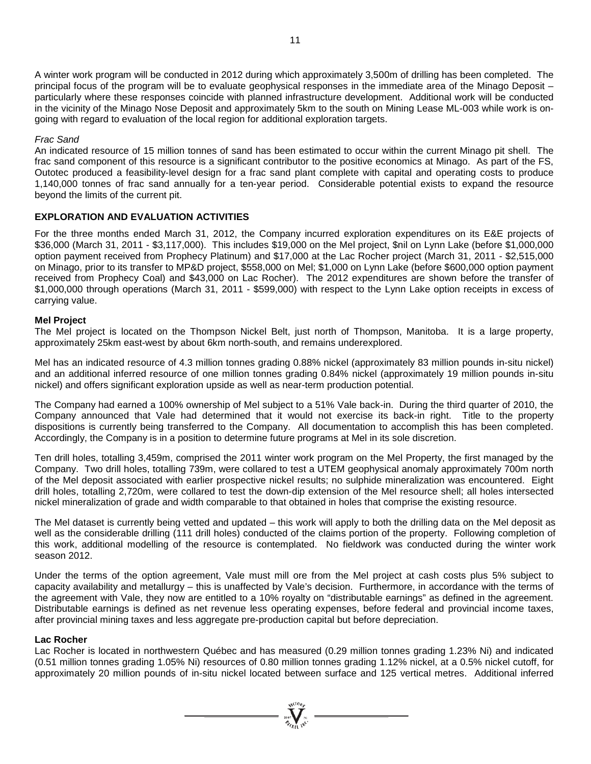A winter work program will be conducted in 2012 during which approximately 3,500m of drilling has been completed. The principal focus of the program will be to evaluate geophysical responses in the immediate area of the Minago Deposit – particularly where these responses coincide with planned infrastructure development. Additional work will be conducted in the vicinity of the Minago Nose Deposit and approximately 5km to the south on Mining Lease ML-003 while work is on-going with regard to evaluation of the local region for additional exploration targets.

*Frac Sand*

An indicated resource of 15 million tonnes of sand has been estimated to occur within the current Minago pit shell. The frac sand component of this resource is a significant contributor to the positive economics at Minago. As part of the FS, Outotec produced a feasibility-level design for a frac sand plant complete with capital and operating costs to produce 1,140,000 tonnes of frac sand annually for a ten-year period. Considerable potential exists to expand the resource beyond the limits of the current pit.

## EXPLORATION AND EVALUATION ACTIVITIES

For the three months ended March 31, 2012, the Company incurred exploration expenditures on its E&E projects of $36,000 (March 31, 2011 - $3,117,000). This includes $19,000 on the Mel project, $nil on Lynn Lake (before $1,000,000 option payment received from Prophecy Platinum) and $17,000 at the Lac Rocher project (March 31, 2011 - $2,515,000 on Minago, prior to its transfer to MP&D project, $558,000 on Mel; $1,000 on Lynn Lake (before $600,000 option payment received from Prophecy Coal) and $43,000 on Lac Rocher). The 2012 expenditures are shown before the transfer of $1,000,000 through operations (March 31, 2011 - $599,000) with respect to the Lynn Lake option receipts in excess of carrying value.

### Mel Project

The Mel project is located on the Thompson Nickel Belt, just north of Thompson, Manitoba. It is a large property, approximately 25km east-west by about 6km north-south, and remains underexplored.

Mel has an indicated resource of 4.3 million tonnes grading 0.88% nickel (approximately 83 million pounds in-situ nickel) and an additional inferred resource of one million tonnes grading 0.84% nickel (approximately 19 million pounds in-situ nickel) and offers significant exploration upside as well as near-term production potential.

The Company had earned a 100% ownership of Mel subject to a 51% Vale back-in. During the third quarter of 2010, the Company announced that Vale had determined that it would not exercise its back-in right. Title to the property dispositions is currently being transferred to the Company. All documentation to accomplish this has been completed. Accordingly, the Company is in a position to determine future programs at Mel in its sole discretion.

Ten drill holes, totalling 3,459m, comprised the 2011 winter work program on the Mel Property, the first managed by the Company. Two drill holes, totalling 739m, were collared to test a UTEM geophysical anomaly approximately 700m north of the Mel deposit associated with earlier prospective nickel results; no sulphide mineralization was encountered. Eight drill holes, totalling 2,720m, were collared to test the down-dip extension of the Mel resource shell; all holes intersected nickel mineralization of grade and width comparable to that obtained in holes that comprise the existing resource.

The Mel dataset is currently being vetted and updated – this work will apply to both the drilling data on the Mel deposit as well as the considerable drilling (111 drill holes) conducted of the claims portion of the property. Following completion of this work, additional modelling of the resource is contemplated. No fieldwork was conducted during the winter work season 2012.

Under the terms of the option agreement, Vale must mill ore from the Mel project at cash costs plus 5% subject to capacity availability and metallurgy – this is unaffected by Vale's decision. Furthermore, in accordance with the terms of the agreement with Vale, they now are entitled to a 10% royalty on "distributable earnings" as defined in the agreement. Distributable earnings is defined as net revenue less operating expenses, before federal and provincial income taxes, after provincial mining taxes and less aggregate pre-production capital but before depreciation.

### Lac Rocher

Lac Rocher is located in northwestern Québec and has measured (0.29 million tonnes grading 1.23% Ni) and indicated (0.51 million tonnes grading 1.05% Ni) resources of 0.80 million tonnes grading 1.12% nickel, at a 0.5% nickel cutoff, for approximately 20 million pounds of in-situ nickel located between surface and 125 vertical metres. Additional inferred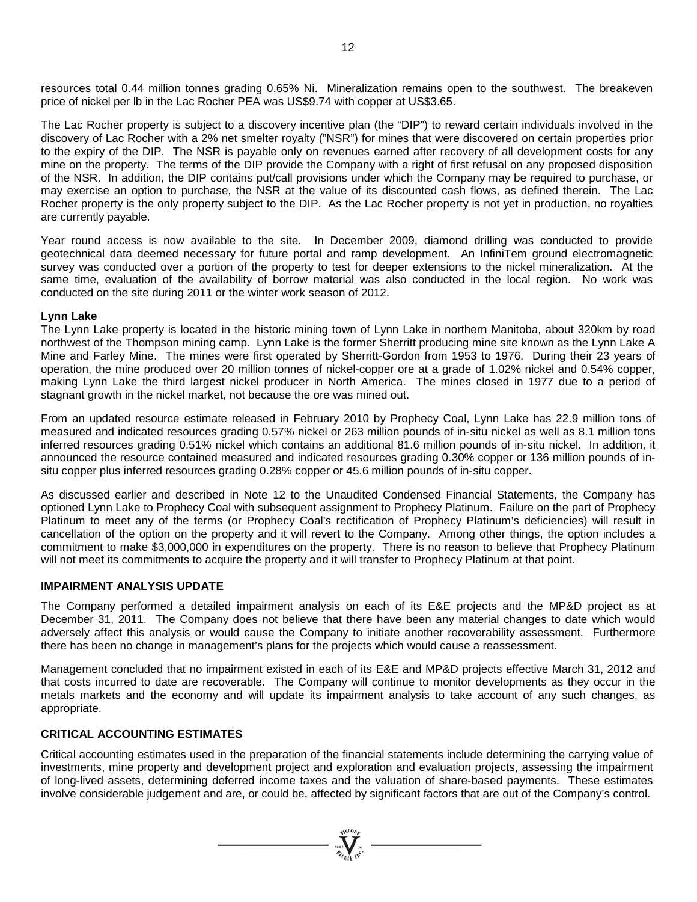resources total 0.44 million tonnes grading 0.65% Ni. Mineralization remains open to the southwest. The breakeven price of nickel per lb in the Lac Rocher PEA was US$9.74 with copper at US$3.65.

The Lac Rocher property is subject to a discovery incentive plan (the "DIP") to reward certain individuals involved in the discovery of Lac Rocher with a 2% net smelter royalty ("NSR") for mines that were discovered on certain properties prior to the expiry of the DIP. The NSR is payable only on revenues earned after recovery of all development costs for any mine on the property. The terms of the DIP provide the Company with a right of first refusal on any proposed disposition of the NSR. In addition, the DIP contains put/call provisions under which the Company may be required to purchase, or may exercise an option to purchase, the NSR at the value of its discounted cash flows, as defined therein. The Lac Rocher property is the only property subject to the DIP. As the Lac Rocher property is not yet in production, no royalties are currently payable.

Year round access is now available to the site. In December 2009, diamond drilling was conducted to provide geotechnical data deemed necessary for future portal and ramp development. An InfiniTem ground electromagnetic survey was conducted over a portion of the property to test for deeper extensions to the nickel mineralization. At the same time, evaluation of the availability of borrow material was also conducted in the local region. No work was conducted on the site during 2011 or the winter work season of 2012.

**Lynn Lake**

The Lynn Lake property is located in the historic mining town of Lynn Lake in northern Manitoba, about 320km by road northwest of the Thompson mining camp. Lynn Lake is the former Sherritt producing mine site known as the Lynn Lake A Mine and Farley Mine. The mines were first operated by Sherritt-Gordon from 1953 to 1976. During their 23 years of operation, the mine produced over 20 million tonnes of nickel-copper ore at a grade of 1.02% nickel and 0.54% copper, making Lynn Lake the third largest nickel producer in North America. The mines closed in 1977 due to a period of stagnant growth in the nickel market, not because the ore was mined out.

From an updated resource estimate released in February 2010 by Prophecy Coal, Lynn Lake has 22.9 million tons of measured and indicated resources grading 0.57% nickel or 263 million pounds of in-situ nickel as well as 8.1 million tons inferred resources grading 0.51% nickel which contains an additional 81.6 million pounds of in-situ nickel. In addition, it announced the resource contained measured and indicated resources grading 0.30% copper or 136 million pounds of in-situ copper plus inferred resources grading 0.28% copper or 45.6 million pounds of in-situ copper.

As discussed earlier and described in Note 12 to the Unaudited Condensed Financial Statements, the Company has optioned Lynn Lake to Prophecy Coal with subsequent assignment to Prophecy Platinum. Failure on the part of Prophecy Platinum to meet any of the terms (or Prophecy Coal's rectification of Prophecy Platinum's deficiencies) will result in cancellation of the option on the property and it will revert to the Company. Among other things, the option includes a commitment to make $3,000,000 in expenditures on the property. There is no reason to believe that Prophecy Platinum will not meet its commitments to acquire the property and it will transfer to Prophecy Platinum at that point.

## IMPAIRMENT ANALYSIS UPDATE

The Company performed a detailed impairment analysis on each of its E&E projects and the MP&D project as at December 31, 2011. The Company does not believe that there have been any material changes to date which would adversely affect this analysis or would cause the Company to initiate another recoverability assessment. Furthermore there has been no change in management's plans for the projects which would cause a reassessment.

Management concluded that no impairment existed in each of its E&E and MP&D projects effective March 31, 2012 and that costs incurred to date are recoverable. The Company will continue to monitor developments as they occur in the metals markets and the economy and will update its impairment analysis to take account of any such changes, as appropriate.

## CRITICAL ACCOUNTING ESTIMATES

Critical accounting estimates used in the preparation of the financial statements include determining the carrying value of investments, mine property and development project and exploration and evaluation projects, assessing the impairment of long-lived assets, determining deferred income taxes and the valuation of share-based payments. These estimates involve considerable judgement and are, or could be, affected by significant factors that are out of the Company's control.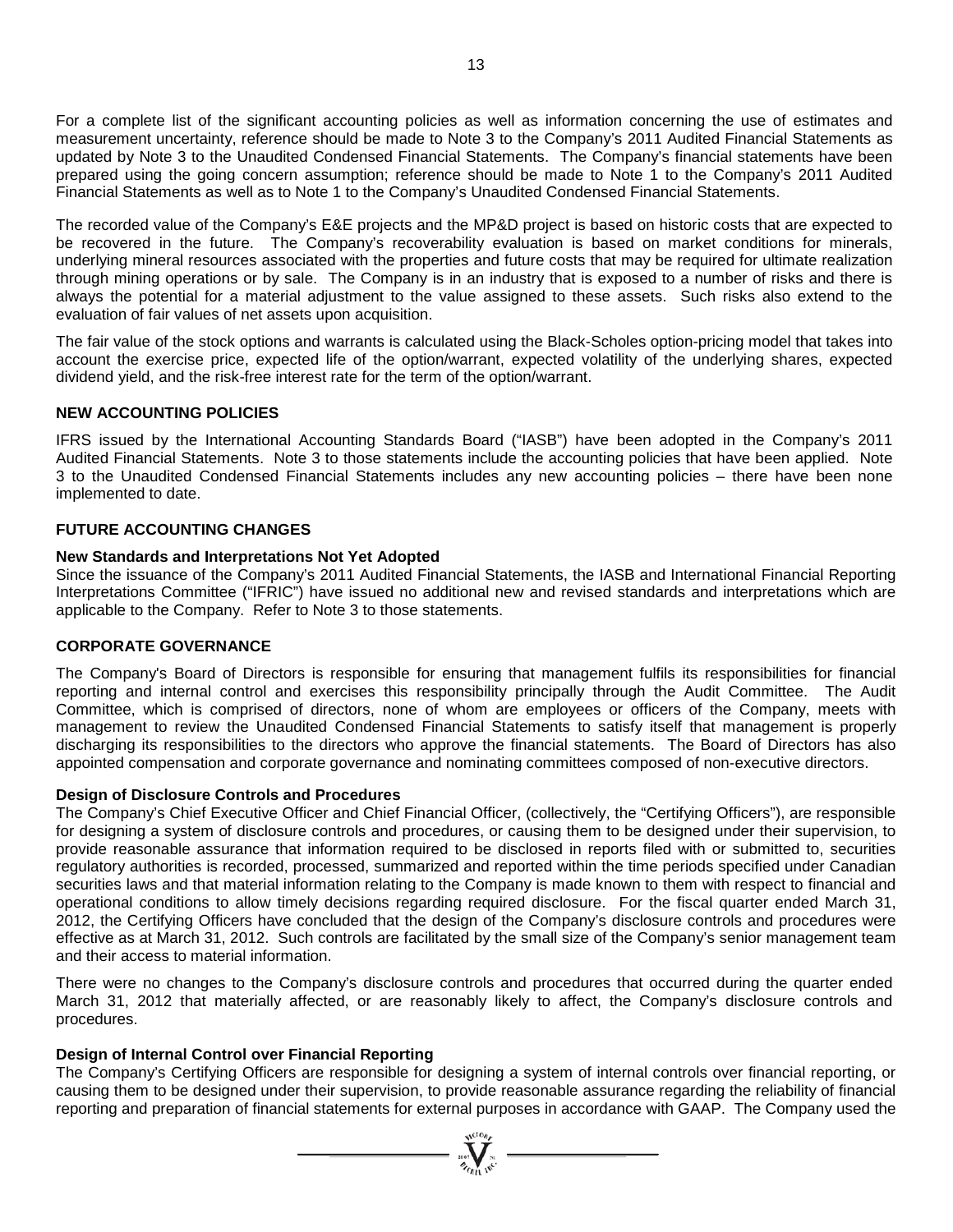For a complete list of the significant accounting policies as well as information concerning the use of estimates and measurement uncertainty, reference should be made to Note 3 to the Company's 2011 Audited Financial Statements as updated by Note 3 to the Unaudited Condensed Financial Statements. The Company's financial statements have been prepared using the going concern assumption; reference should be made to Note 1 to the Company's 2011 Audited Financial Statements as well as to Note 1 to the Company's Unaudited Condensed Financial Statements.

The recorded value of the Company's E&E projects and the MP&D project is based on historic costs that are expected to be recovered in the future. The Company's recoverability evaluation is based on market conditions for minerals, underlying mineral resources associated with the properties and future costs that may be required for ultimate realization through mining operations or by sale. The Company is in an industry that is exposed to a number of risks and there is always the potential for a material adjustment to the value assigned to these assets. Such risks also extend to the evaluation of fair values of net assets upon acquisition.

The fair value of the stock options and warrants is calculated using the Black-Scholes option-pricing model that takes into account the exercise price, expected life of the option/warrant, expected volatility of the underlying shares, expected dividend yield, and the risk-free interest rate for the term of the option/warrant.

## NEW ACCOUNTING POLICIES

IFRS issued by the International Accounting Standards Board ("IASB") have been adopted in the Company's 2011 Audited Financial Statements. Note 3 to those statements include the accounting policies that have been applied. Note 3 to the Unaudited Condensed Financial Statements includes any new accounting policies – there have been none implemented to date.

## FUTURE ACCOUNTING CHANGES

### New Standards and Interpretations Not Yet Adopted

Since the issuance of the Company's 2011 Audited Financial Statements, the IASB and International Financial Reporting Interpretations Committee ("IFRIC") have issued no additional new and revised standards and interpretations which are applicable to the Company. Refer to Note 3 to those statements.

## CORPORATE GOVERNANCE

The Company's Board of Directors is responsible for ensuring that management fulfils its responsibilities for financial reporting and internal control and exercises this responsibility principally through the Audit Committee. The Audit Committee, which is comprised of directors, none of whom are employees or officers of the Company, meets with management to review the Unaudited Condensed Financial Statements to satisfy itself that management is properly discharging its responsibilities to the directors who approve the financial statements. The Board of Directors has also appointed compensation and corporate governance and nominating committees composed of non-executive directors.

### Design of Disclosure Controls and Procedures

The Company's Chief Executive Officer and Chief Financial Officer, (collectively, the "Certifying Officers"), are responsible for designing a system of disclosure controls and procedures, or causing them to be designed under their supervision, to provide reasonable assurance that information required to be disclosed in reports filed with or submitted to, securities regulatory authorities is recorded, processed, summarized and reported within the time periods specified under Canadian securities laws and that material information relating to the Company is made known to them with respect to financial and operational conditions to allow timely decisions regarding required disclosure. For the fiscal quarter ended March 31, 2012, the Certifying Officers have concluded that the design of the Company's disclosure controls and procedures were effective as at March 31, 2012. Such controls are facilitated by the small size of the Company's senior management team and their access to material information.

There were no changes to the Company's disclosure controls and procedures that occurred during the quarter ended March 31, 2012 that materially affected, or are reasonably likely to affect, the Company's disclosure controls and procedures.

### Design of Internal Control over Financial Reporting

The Company's Certifying Officers are responsible for designing a system of internal controls over financial reporting, or causing them to be designed under their supervision, to provide reasonable assurance regarding the reliability of financial reporting and preparation of financial statements for external purposes in accordance with GAAP. The Company used the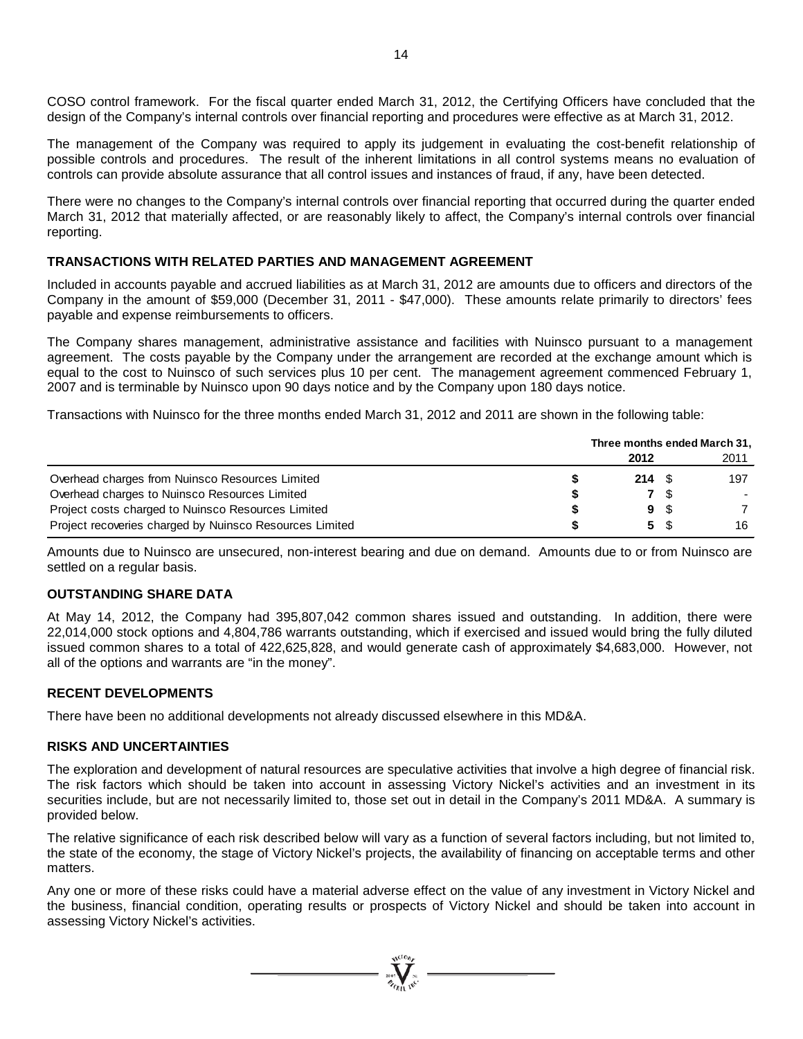COSO control framework. For the fiscal quarter ended March 31, 2012, the Certifying Officers have concluded that the design of the Company's internal controls over financial reporting and procedures were effective as at March 31, 2012.

The management of the Company was required to apply its judgement in evaluating the cost-benefit relationship of possible controls and procedures. The result of the inherent limitations in all control systems means no evaluation of controls can provide absolute assurance that all control issues and instances of fraud, if any, have been detected.

There were no changes to the Company's internal controls over financial reporting that occurred during the quarter ended March 31, 2012 that materially affected, or are reasonably likely to affect, the Company's internal controls over financial reporting.

## TRANSACTIONS WITH RELATED PARTIES AND MANAGEMENT AGREEMENT

Included in accounts payable and accrued liabilities as at March 31, 2012 are amounts due to officers and directors of the Company in the amount of $59,000 (December 31, 2011 - $47,000). These amounts relate primarily to directors' fees payable and expense reimbursements to officers.

The Company shares management, administrative assistance and facilities with Nuinsco pursuant to a management agreement. The costs payable by the Company under the arrangement are recorded at the exchange amount which is equal to the cost to Nuinsco of such services plus 10 per cent. The management agreement commenced February 1, 2007 and is terminable by Nuinsco upon 90 days notice and by the Company upon 180 days notice.

Transactions with Nuinsco for the three months ended March 31, 2012 and 2011 are shown in the following table:

| | Three months ended March 31, | |
|---|---|---|
| | **2012** | 2011 |
| Overhead charges from Nuinsco Resources Limited | **$ 214** | $ 197 |
| Overhead charges to Nuinsco Resources Limited | **$ 7** | $ - |
| Project costs charged to Nuinsco Resources Limited | **$ 9** | $ 7 |
| Project recoveries charged by Nuinsco Resources Limited | **$ 5** | $ 16 |

Amounts due to Nuinsco are unsecured, non-interest bearing and due on demand. Amounts due to or from Nuinsco are settled on a regular basis.

## OUTSTANDING SHARE DATA

At May 14, 2012, the Company had 395,807,042 common shares issued and outstanding. In addition, there were 22,014,000 stock options and 4,804,786 warrants outstanding, which if exercised and issued would bring the fully diluted issued common shares to a total of 422,625,828, and would generate cash of approximately $4,683,000. However, not all of the options and warrants are "in the money".

## RECENT DEVELOPMENTS

There have been no additional developments not already discussed elsewhere in this MD&A.

## RISKS AND UNCERTAINTIES

The exploration and development of natural resources are speculative activities that involve a high degree of financial risk. The risk factors which should be taken into account in assessing Victory Nickel's activities and an investment in its securities include, but are not necessarily limited to, those set out in detail in the Company's 2011 MD&A. A summary is provided below.

The relative significance of each risk described below will vary as a function of several factors including, but not limited to, the state of the economy, the stage of Victory Nickel's projects, the availability of financing on acceptable terms and other matters.

Any one or more of these risks could have a material adverse effect on the value of any investment in Victory Nickel and the business, financial condition, operating results or prospects of Victory Nickel and should be taken into account in assessing Victory Nickel's activities.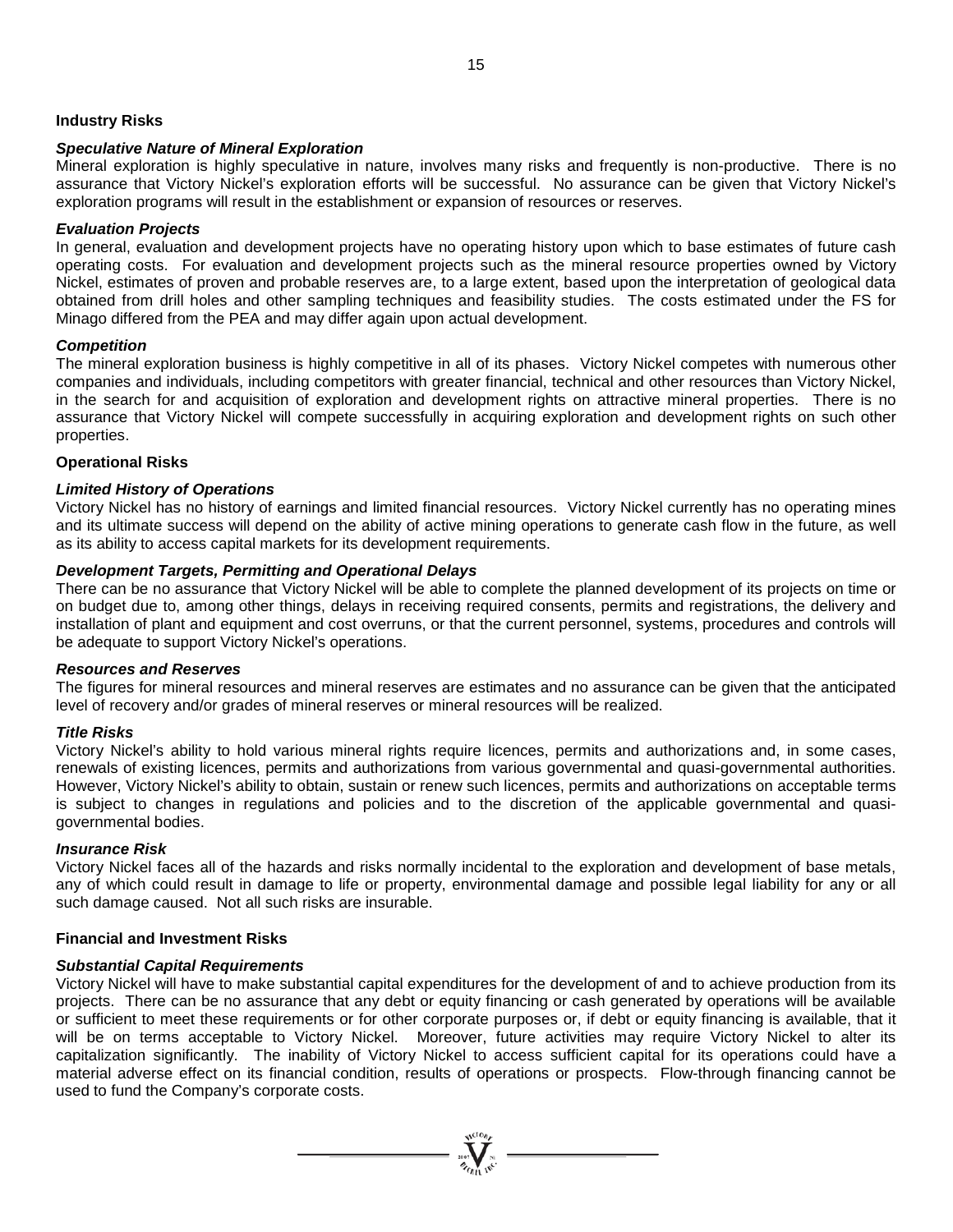### Industry Risks

#### *Speculative Nature of Mineral Exploration*

Mineral exploration is highly speculative in nature, involves many risks and frequently is non-productive. There is no assurance that Victory Nickel's exploration efforts will be successful. No assurance can be given that Victory Nickel's exploration programs will result in the establishment or expansion of resources or reserves.

#### *Evaluation Projects*

In general, evaluation and development projects have no operating history upon which to base estimates of future cash operating costs. For evaluation and development projects such as the mineral resource properties owned by Victory Nickel, estimates of proven and probable reserves are, to a large extent, based upon the interpretation of geological data obtained from drill holes and other sampling techniques and feasibility studies. The costs estimated under the FS for Minago differed from the PEA and may differ again upon actual development.

#### *Competition*

The mineral exploration business is highly competitive in all of its phases. Victory Nickel competes with numerous other companies and individuals, including competitors with greater financial, technical and other resources than Victory Nickel, in the search for and acquisition of exploration and development rights on attractive mineral properties. There is no assurance that Victory Nickel will compete successfully in acquiring exploration and development rights on such other properties.

### Operational Risks

#### *Limited History of Operations*

Victory Nickel has no history of earnings and limited financial resources. Victory Nickel currently has no operating mines and its ultimate success will depend on the ability of active mining operations to generate cash flow in the future, as well as its ability to access capital markets for its development requirements.

#### *Development Targets, Permitting and Operational Delays*

There can be no assurance that Victory Nickel will be able to complete the planned development of its projects on time or on budget due to, among other things, delays in receiving required consents, permits and registrations, the delivery and installation of plant and equipment and cost overruns, or that the current personnel, systems, procedures and controls will be adequate to support Victory Nickel's operations.

#### *Resources and Reserves*

The figures for mineral resources and mineral reserves are estimates and no assurance can be given that the anticipated level of recovery and/or grades of mineral reserves or mineral resources will be realized.

#### *Title Risks*

Victory Nickel's ability to hold various mineral rights require licences, permits and authorizations and, in some cases, renewals of existing licences, permits and authorizations from various governmental and quasi-governmental authorities. However, Victory Nickel's ability to obtain, sustain or renew such licences, permits and authorizations on acceptable terms is subject to changes in regulations and policies and to the discretion of the applicable governmental and quasi-governmental bodies.

#### *Insurance Risk*

Victory Nickel faces all of the hazards and risks normally incidental to the exploration and development of base metals, any of which could result in damage to life or property, environmental damage and possible legal liability for any or all such damage caused. Not all such risks are insurable.

### Financial and Investment Risks

#### *Substantial Capital Requirements*

Victory Nickel will have to make substantial capital expenditures for the development of and to achieve production from its projects. There can be no assurance that any debt or equity financing or cash generated by operations will be available or sufficient to meet these requirements or for other corporate purposes or, if debt or equity financing is available, that it will be on terms acceptable to Victory Nickel. Moreover, future activities may require Victory Nickel to alter its capitalization significantly. The inability of Victory Nickel to access sufficient capital for its operations could have a material adverse effect on its financial condition, results of operations or prospects. Flow-through financing cannot be used to fund the Company's corporate costs.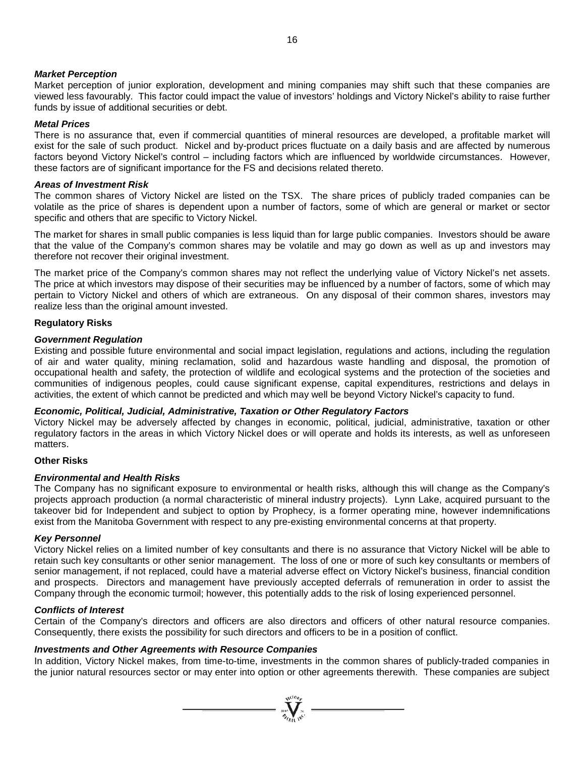***Market Perception***

Market perception of junior exploration, development and mining companies may shift such that these companies are viewed less favourably. This factor could impact the value of investors' holdings and Victory Nickel's ability to raise further funds by issue of additional securities or debt.

***Metal Prices***

There is no assurance that, even if commercial quantities of mineral resources are developed, a profitable market will exist for the sale of such product. Nickel and by-product prices fluctuate on a daily basis and are affected by numerous factors beyond Victory Nickel's control – including factors which are influenced by worldwide circumstances. However, these factors are of significant importance for the FS and decisions related thereto.

***Areas of Investment Risk***

The common shares of Victory Nickel are listed on the TSX. The share prices of publicly traded companies can be volatile as the price of shares is dependent upon a number of factors, some of which are general or market or sector specific and others that are specific to Victory Nickel.

The market for shares in small public companies is less liquid than for large public companies. Investors should be aware that the value of the Company's common shares may be volatile and may go down as well as up and investors may therefore not recover their original investment.

The market price of the Company's common shares may not reflect the underlying value of Victory Nickel's net assets. The price at which investors may dispose of their securities may be influenced by a number of factors, some of which may pertain to Victory Nickel and others of which are extraneous. On any disposal of their common shares, investors may realize less than the original amount invested.

**Regulatory Risks**

***Government Regulation***

Existing and possible future environmental and social impact legislation, regulations and actions, including the regulation of air and water quality, mining reclamation, solid and hazardous waste handling and disposal, the promotion of occupational health and safety, the protection of wildlife and ecological systems and the protection of the societies and communities of indigenous peoples, could cause significant expense, capital expenditures, restrictions and delays in activities, the extent of which cannot be predicted and which may well be beyond Victory Nickel's capacity to fund.

***Economic, Political, Judicial, Administrative, Taxation or Other Regulatory Factors***

Victory Nickel may be adversely affected by changes in economic, political, judicial, administrative, taxation or other regulatory factors in the areas in which Victory Nickel does or will operate and holds its interests, as well as unforeseen matters.

**Other Risks**

***Environmental and Health Risks***

The Company has no significant exposure to environmental or health risks, although this will change as the Company's projects approach production (a normal characteristic of mineral industry projects). Lynn Lake, acquired pursuant to the takeover bid for Independent and subject to option by Prophecy, is a former operating mine, however indemnifications exist from the Manitoba Government with respect to any pre-existing environmental concerns at that property.

***Key Personnel***

Victory Nickel relies on a limited number of key consultants and there is no assurance that Victory Nickel will be able to retain such key consultants or other senior management. The loss of one or more of such key consultants or members of senior management, if not replaced, could have a material adverse effect on Victory Nickel's business, financial condition and prospects. Directors and management have previously accepted deferrals of remuneration in order to assist the Company through the economic turmoil; however, this potentially adds to the risk of losing experienced personnel.

***Conflicts of Interest***

Certain of the Company's directors and officers are also directors and officers of other natural resource companies. Consequently, there exists the possibility for such directors and officers to be in a position of conflict.

***Investments and Other Agreements with Resource Companies***

In addition, Victory Nickel makes, from time-to-time, investments in the common shares of publicly-traded companies in the junior natural resources sector or may enter into option or other agreements therewith. These companies are subject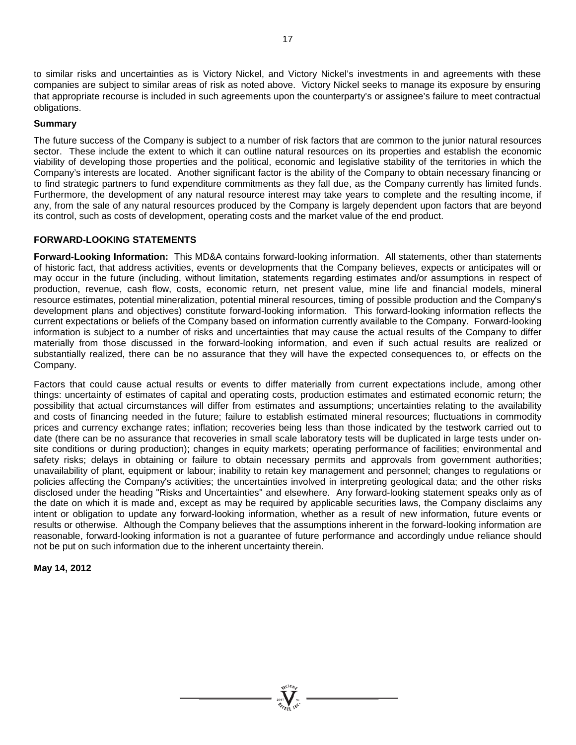to similar risks and uncertainties as is Victory Nickel, and Victory Nickel's investments in and agreements with these companies are subject to similar areas of risk as noted above. Victory Nickel seeks to manage its exposure by ensuring that appropriate recourse is included in such agreements upon the counterparty's or assignee's failure to meet contractual obligations.

**Summary**

The future success of the Company is subject to a number of risk factors that are common to the junior natural resources sector. These include the extent to which it can outline natural resources on its properties and establish the economic viability of developing those properties and the political, economic and legislative stability of the territories in which the Company's interests are located. Another significant factor is the ability of the Company to obtain necessary financing or to find strategic partners to fund expenditure commitments as they fall due, as the Company currently has limited funds. Furthermore, the development of any natural resource interest may take years to complete and the resulting income, if any, from the sale of any natural resources produced by the Company is largely dependent upon factors that are beyond its control, such as costs of development, operating costs and the market value of the end product.

## FORWARD-LOOKING STATEMENTS

**Forward-Looking Information:** This MD&A contains forward-looking information. All statements, other than statements of historic fact, that address activities, events or developments that the Company believes, expects or anticipates will or may occur in the future (including, without limitation, statements regarding estimates and/or assumptions in respect of production, revenue, cash flow, costs, economic return, net present value, mine life and financial models, mineral resource estimates, potential mineralization, potential mineral resources, timing of possible production and the Company's development plans and objectives) constitute forward-looking information. This forward-looking information reflects the current expectations or beliefs of the Company based on information currently available to the Company. Forward-looking information is subject to a number of risks and uncertainties that may cause the actual results of the Company to differ materially from those discussed in the forward-looking information, and even if such actual results are realized or substantially realized, there can be no assurance that they will have the expected consequences to, or effects on the Company.

Factors that could cause actual results or events to differ materially from current expectations include, among other things: uncertainty of estimates of capital and operating costs, production estimates and estimated economic return; the possibility that actual circumstances will differ from estimates and assumptions; uncertainties relating to the availability and costs of financing needed in the future; failure to establish estimated mineral resources; fluctuations in commodity prices and currency exchange rates; inflation; recoveries being less than those indicated by the testwork carried out to date (there can be no assurance that recoveries in small scale laboratory tests will be duplicated in large tests under on-site conditions or during production); changes in equity markets; operating performance of facilities; environmental and safety risks; delays in obtaining or failure to obtain necessary permits and approvals from government authorities; unavailability of plant, equipment or labour; inability to retain key management and personnel; changes to regulations or policies affecting the Company's activities; the uncertainties involved in interpreting geological data; and the other risks disclosed under the heading "Risks and Uncertainties" and elsewhere. Any forward-looking statement speaks only as of the date on which it is made and, except as may be required by applicable securities laws, the Company disclaims any intent or obligation to update any forward-looking information, whether as a result of new information, future events or results or otherwise. Although the Company believes that the assumptions inherent in the forward-looking information are reasonable, forward-looking information is not a guarantee of future performance and accordingly undue reliance should not be put on such information due to the inherent uncertainty therein.

**May 14, 2012**